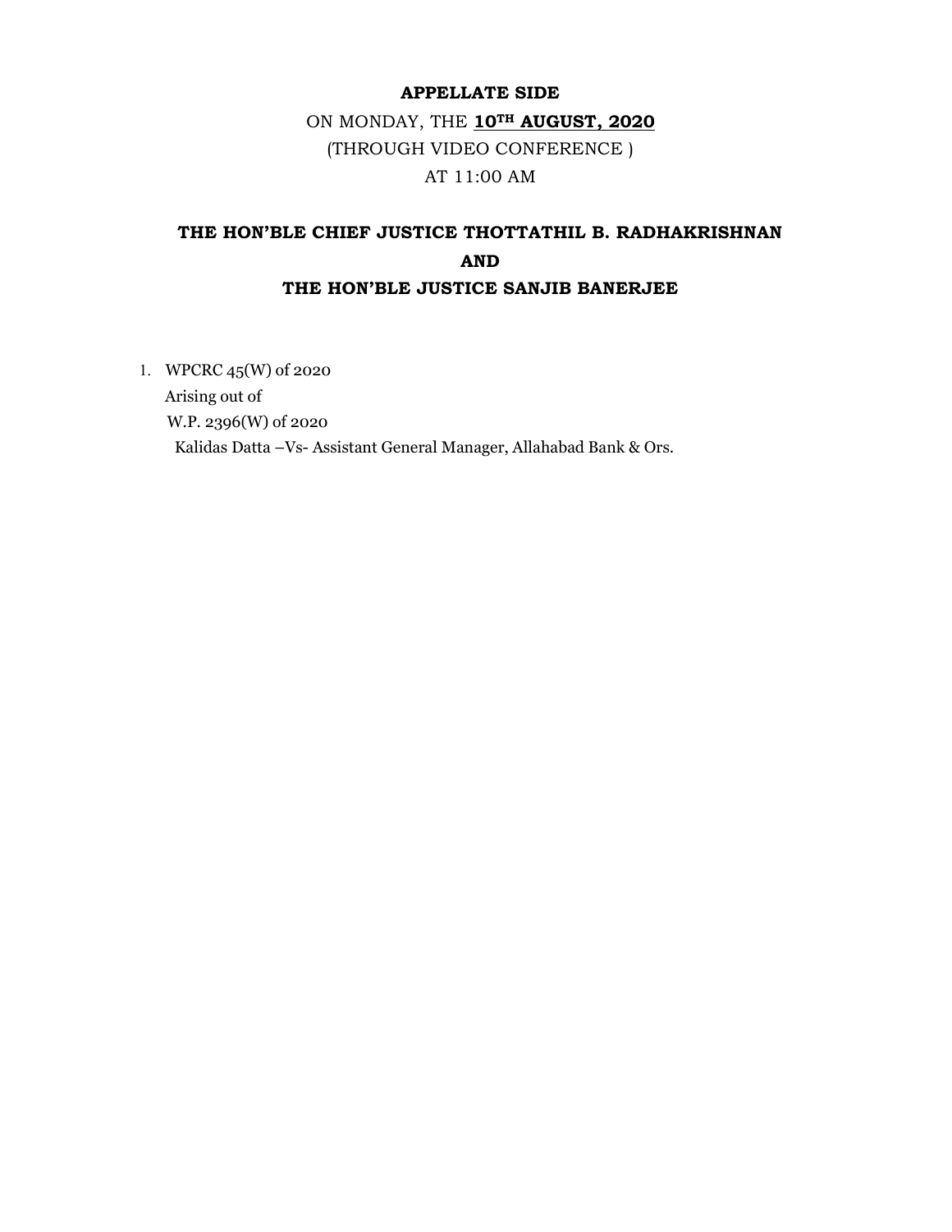**APPELLATE SIDE**

ON MONDAY, THE **10TH AUGUST, 2020**

(THROUGH VIDEO CONFERENCE )

AT 11:00 AM

**THE HON'BLE CHIEF JUSTICE THOTTATHIL B. RADHAKRISHNAN**

**AND**

**THE HON'BLE JUSTICE SANJIB BANERJEE**

1. WPCRC 45(W) of 2020
   Arising out of
   W.P. 2396(W) of 2020
   Kalidas Datta –Vs- Assistant General Manager, Allahabad Bank & Ors.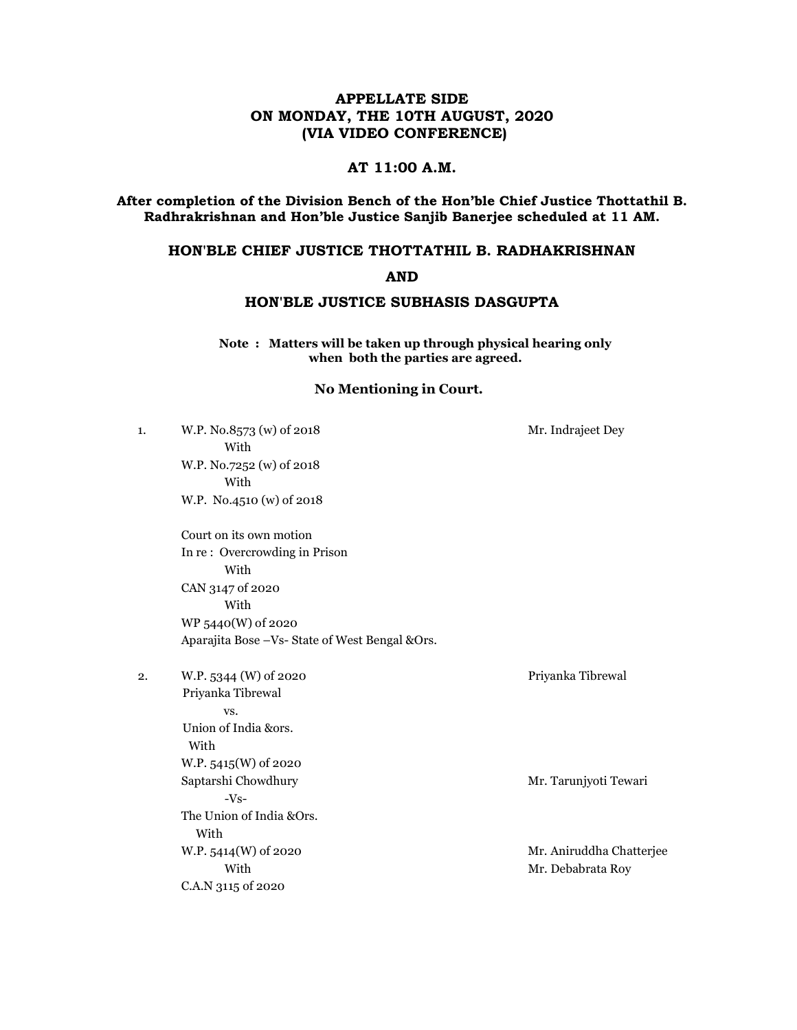**APPELLATE SIDE**
**ON MONDAY, THE 10TH AUGUST, 2020**
**(VIA VIDEO CONFERENCE)**

**AT 11:00 A.M.**

**After completion of the Division Bench of the Hon'ble Chief Justice Thottathil B. Radhrakrishnan and Hon'ble Justice Sanjib Banerjee scheduled at 11 AM.**

**HON'BLE CHIEF JUSTICE THOTTATHIL B. RADHAKRISHNAN**

**AND**

**HON'BLE JUSTICE SUBHASIS DASGUPTA**

**Note : Matters will be taken up through physical hearing only when both the parties are agreed.**

**No Mentioning in Court.**

1. W.P. No.8573 (w) of 2018 — Mr. Indrajeet Dey
   With
   W.P. No.7252 (w) of 2018
   With
   W.P. No.4510 (w) of 2018

   Court on its own motion
   In re : Overcrowding in Prison
   With
   CAN 3147 of 2020
   With
   WP 5440(W) of 2020
   Aparajita Bose –Vs- State of West Bengal &Ors.

2. W.P. 5344 (W) of 2020 — Priyanka Tibrewal
   Priyanka Tibrewal
   vs.
   Union of India &ors.
   With
   W.P. 5415(W) of 2020
   Saptarshi Chowdhury — Mr. Tarunjyoti Tewari
   -Vs-
   The Union of India &Ors.
   With
   W.P. 5414(W) of 2020 — Mr. Aniruddha Chatterjee
   With — Mr. Debabrata Roy
   C.A.N 3115 of 2020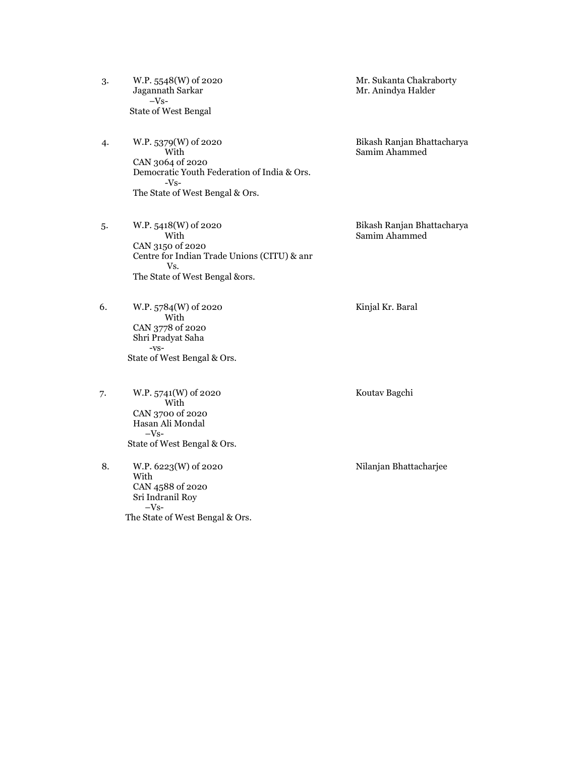3. W.P. 5548(W) of 2020
   Jagannath Sarkar
   –Vs-
   State of West Bengal

   Mr. Sukanta Chakraborty
   Mr. Anindya Halder

4. W.P. 5379(W) of 2020
   With
   CAN 3064 of 2020
   Democratic Youth Federation of India & Ors.
   -Vs-
   The State of West Bengal & Ors.

   Bikash Ranjan Bhattacharya
   Samim Ahammed

5. W.P. 5418(W) of 2020
   With
   CAN 3150 of 2020
   Centre for Indian Trade Unions (CITU) & anr
   Vs.
   The State of West Bengal &ors.

   Bikash Ranjan Bhattacharya
   Samim Ahammed

6. W.P. 5784(W) of 2020
   With
   CAN 3778 of 2020
   Shri Pradyat Saha
   -vs-
   State of West Bengal & Ors.

   Kinjal Kr. Baral

7. W.P. 5741(W) of 2020
   With
   CAN 3700 of 2020
   Hasan Ali Mondal
   –Vs-
   State of West Bengal & Ors.

   Koutav Bagchi

8. W.P. 6223(W) of 2020
   With
   CAN 4588 of 2020
   Sri Indranil Roy
   –Vs-
   The State of West Bengal & Ors.

   Nilanjan Bhattacharjee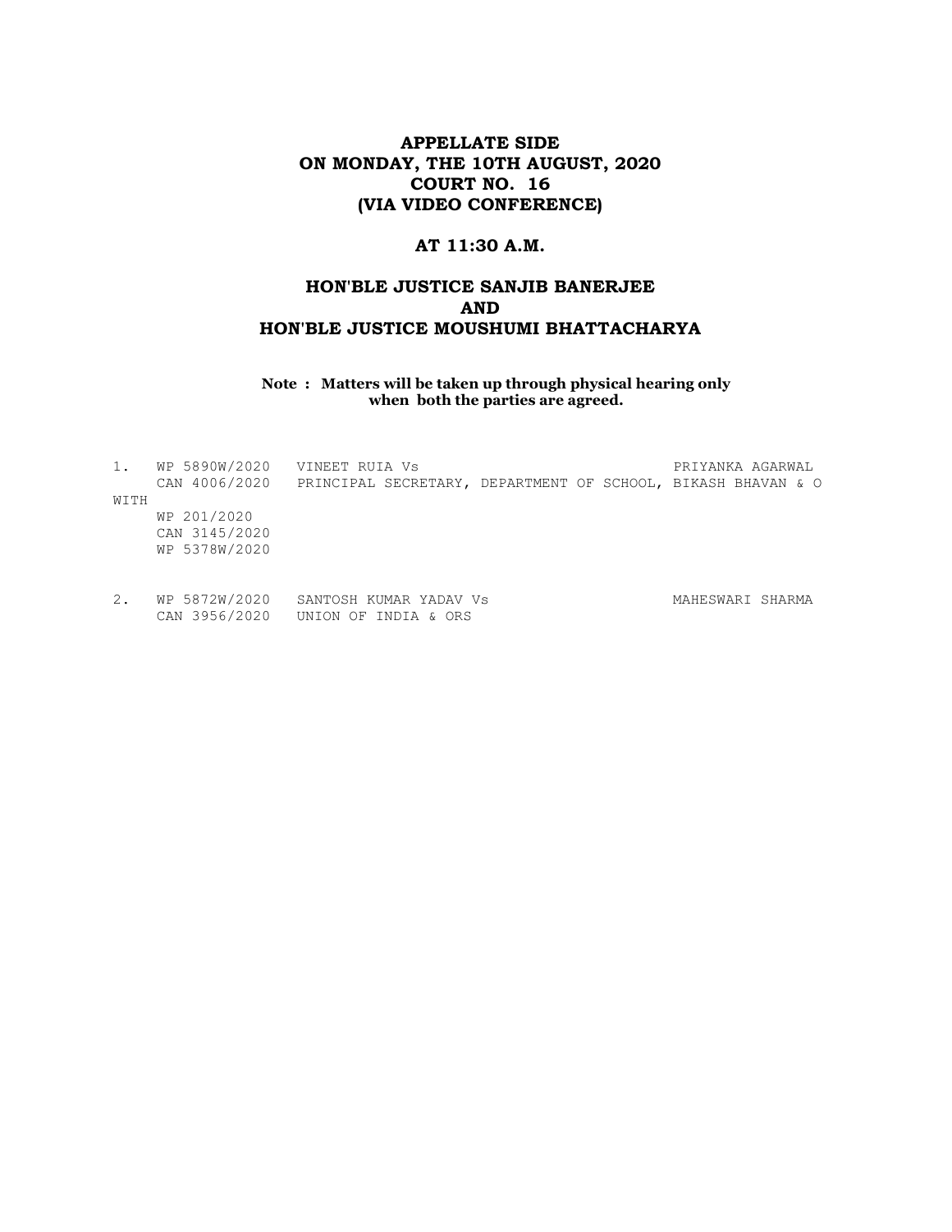## APPELLATE SIDE
## ON MONDAY, THE 10TH AUGUST, 2020
## COURT NO. 16
## (VIA VIDEO CONFERENCE)

### AT 11:30 A.M.

### HON'BLE JUSTICE SANJIB BANERJEE
### AND
### HON'BLE JUSTICE MOUSHUMI BHATTACHARYA

**Note : Matters will be taken up through physical hearing only when both the parties are agreed.**

```
1.   WP 5890W/2020   VINEET RUIA Vs                                    PRIYANKA AGARWAL
     CAN 4006/2020   PRINCIPAL SECRETARY, DEPARTMENT OF SCHOOL, BIKASH BHAVAN & O
WITH
     WP 201/2020
     CAN 3145/2020
     WP 5378W/2020

2.   WP 5872W/2020   SANTOSH KUMAR YADAV Vs                            MAHESWARI SHARMA
     CAN 3956/2020   UNION OF INDIA & ORS
```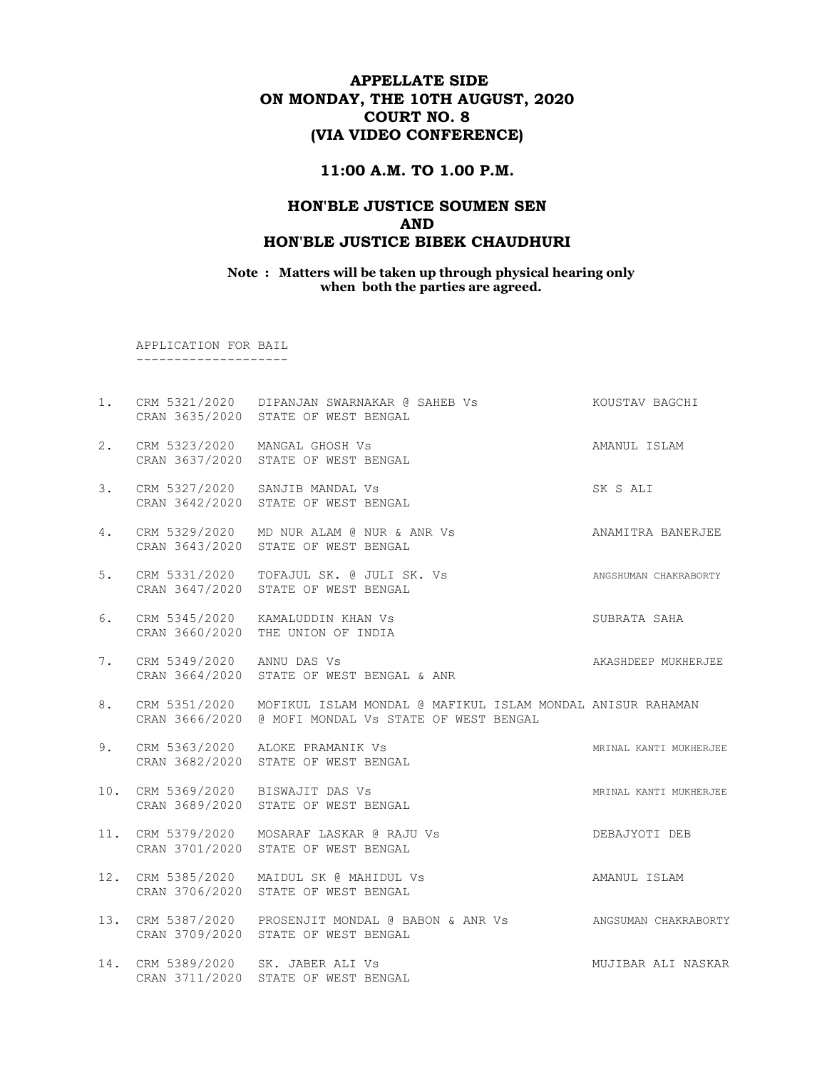# APPELLATE SIDE
# ON MONDAY, THE 10TH AUGUST, 2020
# COURT NO. 8
# (VIA VIDEO CONFERENCE)

## 11:00 A.M. TO 1.00 P.M.

## HON'BLE JUSTICE SOUMEN SEN
## AND
## HON'BLE JUSTICE BIBEK CHAUDHURI

**Note : Matters will be taken up through physical hearing only when both the parties are agreed.**

APPLICATION FOR BAIL
--------------------

| No. | Case No. | Parties | Advocate |
|---|---|---|---|
| 1. | CRM 5321/2020<br>CRAN 3635/2020 | DIPANJAN SWARNAKAR @ SAHEB Vs<br>STATE OF WEST BENGAL | KOUSTAV BAGCHI |
| 2. | CRM 5323/2020<br>CRAN 3637/2020 | MANGAL GHOSH Vs<br>STATE OF WEST BENGAL | AMANUL ISLAM |
| 3. | CRM 5327/2020<br>CRAN 3642/2020 | SANJIB MANDAL Vs<br>STATE OF WEST BENGAL | SK S ALI |
| 4. | CRM 5329/2020<br>CRAN 3643/2020 | MD NUR ALAM @ NUR & ANR Vs<br>STATE OF WEST BENGAL | ANAMITRA BANERJEE |
| 5. | CRM 5331/2020<br>CRAN 3647/2020 | TOFAJUL SK. @ JULI SK. Vs<br>STATE OF WEST BENGAL | ANGSHUMAN CHAKRABORTY |
| 6. | CRM 5345/2020<br>CRAN 3660/2020 | KAMALUDDIN KHAN Vs<br>THE UNION OF INDIA | SUBRATA SAHA |
| 7. | CRM 5349/2020<br>CRAN 3664/2020 | ANNU DAS Vs<br>STATE OF WEST BENGAL & ANR | AKASHDEEP MUKHERJEE |
| 8. | CRM 5351/2020<br>CRAN 3666/2020 | MOFIKUL ISLAM MONDAL @ MAFIKUL ISLAM MONDAL<br>@ MOFI MONDAL Vs STATE OF WEST BENGAL | ANISUR RAHAMAN |
| 9. | CRM 5363/2020<br>CRAN 3682/2020 | ALOKE PRAMANIK Vs<br>STATE OF WEST BENGAL | MRINAL KANTI MUKHERJEE |
| 10. | CRM 5369/2020<br>CRAN 3689/2020 | BISWAJIT DAS Vs<br>STATE OF WEST BENGAL | MRINAL KANTI MUKHERJEE |
| 11. | CRM 5379/2020<br>CRAN 3701/2020 | MOSARAF LASKAR @ RAJU Vs<br>STATE OF WEST BENGAL | DEBAJYOTI DEB |
| 12. | CRM 5385/2020<br>CRAN 3706/2020 | MAIDUL SK @ MAHIDUL Vs<br>STATE OF WEST BENGAL | AMANUL ISLAM |
| 13. | CRM 5387/2020<br>CRAN 3709/2020 | PROSENJIT MONDAL @ BABON & ANR Vs<br>STATE OF WEST BENGAL | ANGSUMAN CHAKRABORTY |
| 14. | CRM 5389/2020<br>CRAN 3711/2020 | SK. JABER ALI Vs<br>STATE OF WEST BENGAL | MUJIBAR ALI NASKAR |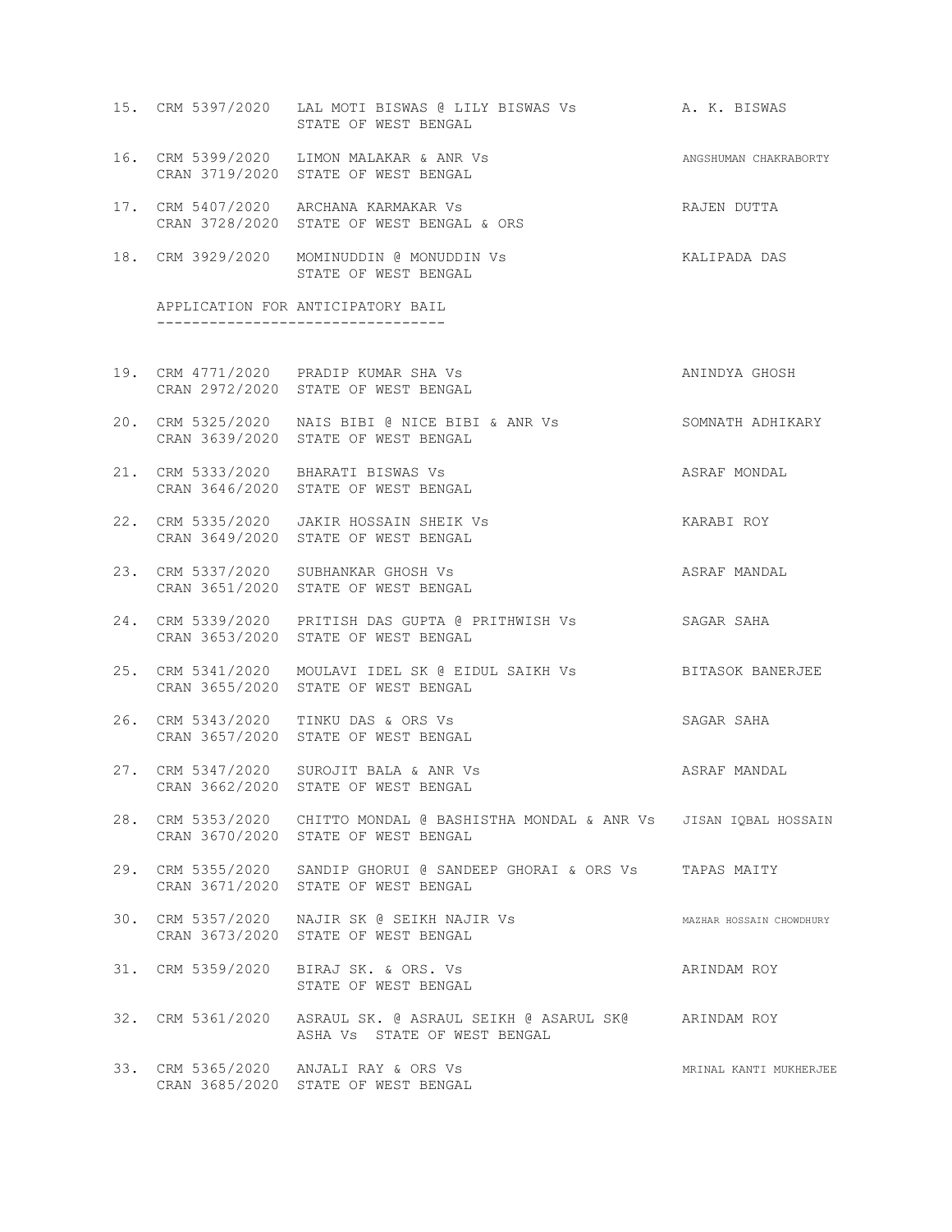15. CRM 5397/2020 LAL MOTI BISWAS @ LILY BISWAS Vs STATE OF WEST BENGAL — A. K. BISWAS

16. CRM 5399/2020 LIMON MALAKAR & ANR Vs
    CRAN 3719/2020 STATE OF WEST BENGAL — ANGSHUMAN CHAKRABORTY

17. CRM 5407/2020 ARCHANA KARMAKAR Vs
    CRAN 3728/2020 STATE OF WEST BENGAL & ORS — RAJEN DUTTA

18. CRM 3929/2020 MOMINUDDIN @ MONUDDIN Vs STATE OF WEST BENGAL — KALIPADA DAS

APPLICATION FOR ANTICIPATORY BAIL
---------------------------------

19. CRM 4771/2020 PRADIP KUMAR SHA Vs
    CRAN 2972/2020 STATE OF WEST BENGAL — ANINDYA GHOSH

20. CRM 5325/2020 NAIS BIBI @ NICE BIBI & ANR Vs
    CRAN 3639/2020 STATE OF WEST BENGAL — SOMNATH ADHIKARY

21. CRM 5333/2020 BHARATI BISWAS Vs
    CRAN 3646/2020 STATE OF WEST BENGAL — ASRAF MONDAL

22. CRM 5335/2020 JAKIR HOSSAIN SHEIK Vs
    CRAN 3649/2020 STATE OF WEST BENGAL — KARABI ROY

23. CRM 5337/2020 SUBHANKAR GHOSH Vs
    CRAN 3651/2020 STATE OF WEST BENGAL — ASRAF MANDAL

24. CRM 5339/2020 PRITISH DAS GUPTA @ PRITHWISH Vs
    CRAN 3653/2020 STATE OF WEST BENGAL — SAGAR SAHA

25. CRM 5341/2020 MOULAVI IDEL SK @ EIDUL SAIKH Vs
    CRAN 3655/2020 STATE OF WEST BENGAL — BITASOK BANERJEE

26. CRM 5343/2020 TINKU DAS & ORS Vs
    CRAN 3657/2020 STATE OF WEST BENGAL — SAGAR SAHA

27. CRM 5347/2020 SUROJIT BALA & ANR Vs
    CRAN 3662/2020 STATE OF WEST BENGAL — ASRAF MANDAL

28. CRM 5353/2020 CHITTO MONDAL @ BASHISTHA MONDAL & ANR Vs
    CRAN 3670/2020 STATE OF WEST BENGAL — JISAN IQBAL HOSSAIN

29. CRM 5355/2020 SANDIP GHORUI @ SANDEEP GHORAI & ORS Vs
    CRAN 3671/2020 STATE OF WEST BENGAL — TAPAS MAITY

30. CRM 5357/2020 NAJIR SK @ SEIKH NAJIR Vs
    CRAN 3673/2020 STATE OF WEST BENGAL — MAZHAR HOSSAIN CHOWDHURY

31. CRM 5359/2020 BIRAJ SK. & ORS. Vs STATE OF WEST BENGAL — ARINDAM ROY

32. CRM 5361/2020 ASRAUL SK. @ ASRAUL SEIKH @ ASARUL SK@ ASHA Vs STATE OF WEST BENGAL — ARINDAM ROY

33. CRM 5365/2020 ANJALI RAY & ORS Vs
    CRAN 3685/2020 STATE OF WEST BENGAL — MRINAL KANTI MUKHERJEE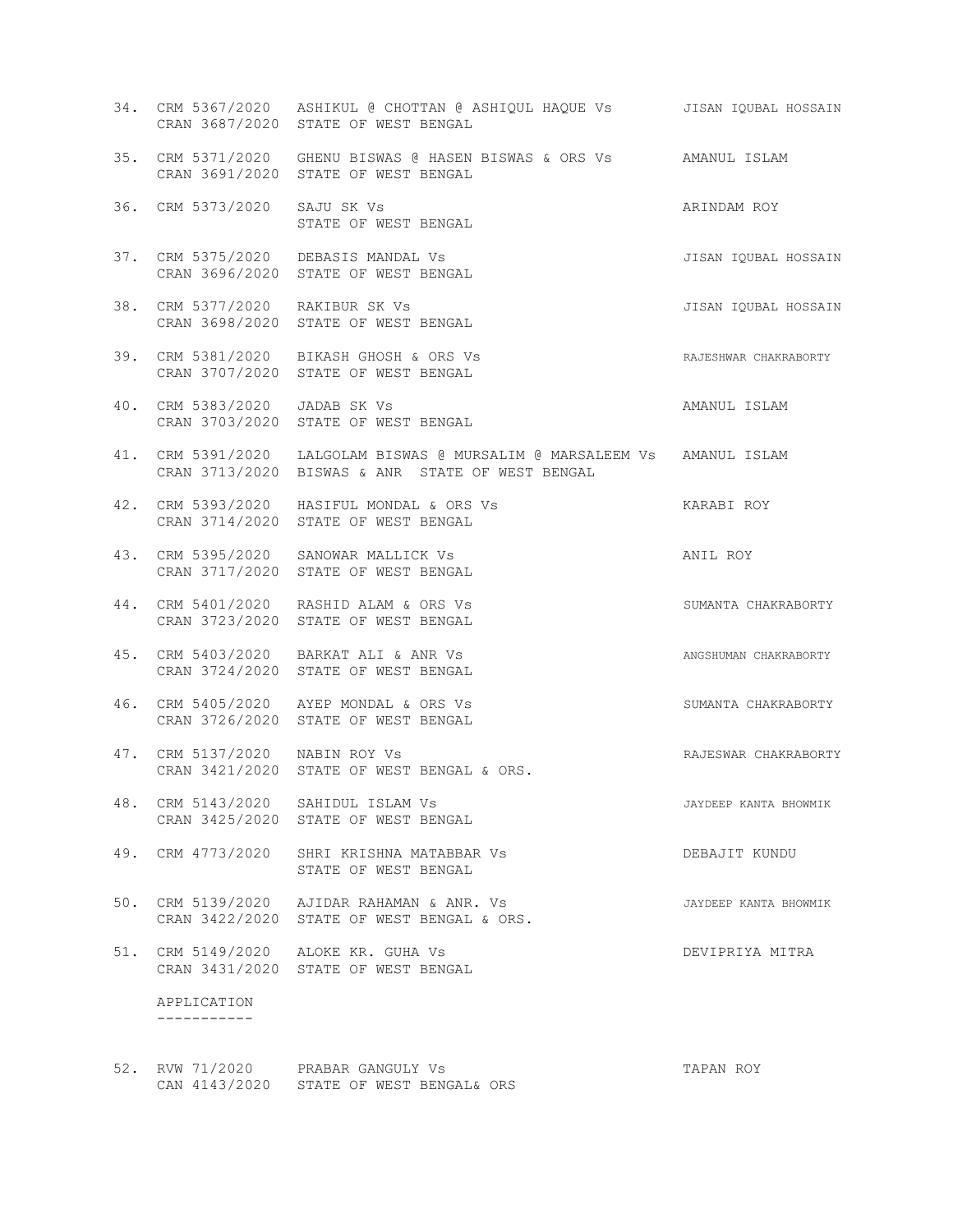34. CRM 5367/2020 CRAN 3687/2020 ASHIKUL @ CHOTTAN @ ASHIQUL HAQUE Vs STATE OF WEST BENGAL — JISAN IQUBAL HOSSAIN

35. CRM 5371/2020 CRAN 3691/2020 GHENU BISWAS @ HASEN BISWAS & ORS Vs STATE OF WEST BENGAL — AMANUL ISLAM

36. CRM 5373/2020 SAJU SK Vs STATE OF WEST BENGAL — ARINDAM ROY

37. CRM 5375/2020 CRAN 3696/2020 DEBASIS MANDAL Vs STATE OF WEST BENGAL — JISAN IQUBAL HOSSAIN

38. CRM 5377/2020 CRAN 3698/2020 RAKIBUR SK Vs STATE OF WEST BENGAL — JISAN IQUBAL HOSSAIN

39. CRM 5381/2020 CRAN 3707/2020 BIKASH GHOSH & ORS Vs STATE OF WEST BENGAL — RAJESHWAR CHAKRABORTY

40. CRM 5383/2020 CRAN 3703/2020 JADAB SK Vs STATE OF WEST BENGAL — AMANUL ISLAM

41. CRM 5391/2020 CRAN 3713/2020 LALGOLAM BISWAS @ MURSALIM @ MARSALEEM BISWAS & ANR Vs STATE OF WEST BENGAL — AMANUL ISLAM

42. CRM 5393/2020 CRAN 3714/2020 HASIFUL MONDAL & ORS Vs STATE OF WEST BENGAL — KARABI ROY

43. CRM 5395/2020 CRAN 3717/2020 SANOWAR MALLICK Vs STATE OF WEST BENGAL — ANIL ROY

44. CRM 5401/2020 CRAN 3723/2020 RASHID ALAM & ORS Vs STATE OF WEST BENGAL — SUMANTA CHAKRABORTY

45. CRM 5403/2020 CRAN 3724/2020 BARKAT ALI & ANR Vs STATE OF WEST BENGAL — ANGSHUMAN CHAKRABORTY

46. CRM 5405/2020 CRAN 3726/2020 AYEP MONDAL & ORS Vs STATE OF WEST BENGAL — SUMANTA CHAKRABORTY

47. CRM 5137/2020 CRAN 3421/2020 NABIN ROY Vs STATE OF WEST BENGAL & ORS. — RAJESWAR CHAKRABORTY

48. CRM 5143/2020 CRAN 3425/2020 SAHIDUL ISLAM Vs STATE OF WEST BENGAL — JAYDEEP KANTA BHOWMIK

49. CRM 4773/2020 SHRI KRISHNA MATABBAR Vs STATE OF WEST BENGAL — DEBAJIT KUNDU

50. CRM 5139/2020 CRAN 3422/2020 AJIDAR RAHAMAN & ANR. Vs STATE OF WEST BENGAL & ORS. — JAYDEEP KANTA BHOWMIK

51. CRM 5149/2020 CRAN 3431/2020 ALOKE KR. GUHA Vs STATE OF WEST BENGAL — DEVIPRIYA MITRA

APPLICATION
-----------

52. RVW 71/2020 CAN 4143/2020 PRABAR GANGULY Vs STATE OF WEST BENGAL& ORS — TAPAN ROY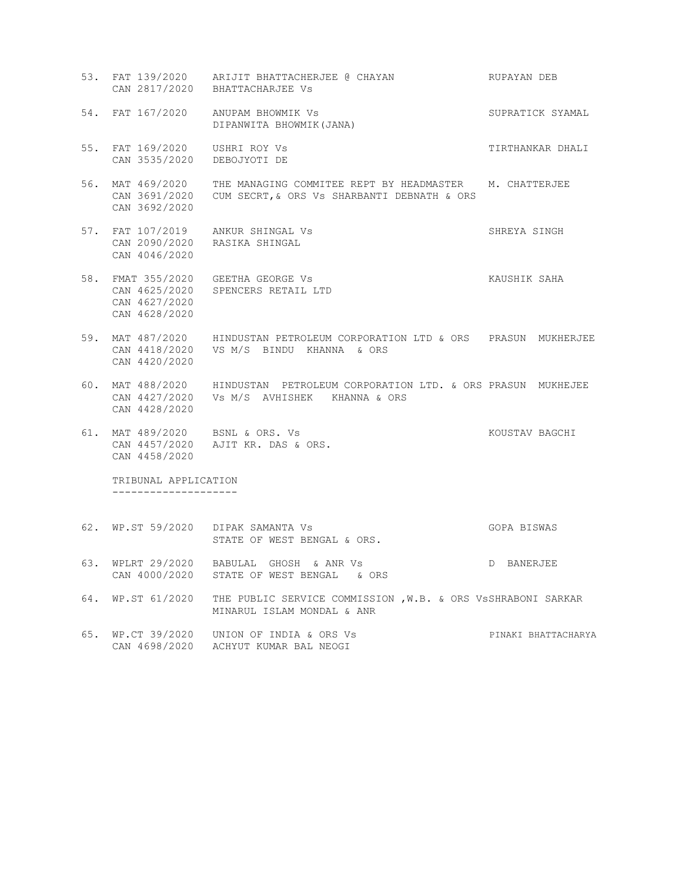| No. | Case No. | Parties | Advocate |
|---|---|---|---|
| 53. | FAT 139/2020<br>CAN 2817/2020 | ARIJIT BHATTACHERJEE @ CHAYAN BHATTACHARJEE Vs | RUPAYAN DEB |
| 54. | FAT 167/2020 | ANUPAM BHOWMIK Vs<br>DIPANWITA BHOWMIK(JANA) | SUPRATICK SYAMAL |
| 55. | FAT 169/2020<br>CAN 3535/2020 | USHRI ROY Vs<br>DEBOJYOTI DE | TIRTHANKAR DHALI |
| 56. | MAT 469/2020<br>CAN 3691/2020<br>CAN 3692/2020 | THE MANAGING COMMITEE REPT BY HEADMASTER CUM SECRT,& ORS Vs SHARBANTI DEBNATH & ORS | M. CHATTERJEE |
| 57. | FAT 107/2019<br>CAN 2090/2020<br>CAN 4046/2020 | ANKUR SHINGAL Vs<br>RASIKA SHINGAL | SHREYA SINGH |
| 58. | FMAT 355/2020<br>CAN 4625/2020<br>CAN 4627/2020<br>CAN 4628/2020 | GEETHA GEORGE Vs<br>SPENCERS RETAIL LTD | KAUSHIK SAHA |
| 59. | MAT 487/2020<br>CAN 4418/2020<br>CAN 4420/2020 | HINDUSTAN PETROLEUM CORPORATION LTD & ORS VS M/S BINDU KHANNA & ORS | PRASUN MUKHERJEE |
| 60. | MAT 488/2020<br>CAN 4427/2020<br>CAN 4428/2020 | HINDUSTAN PETROLEUM CORPORATION LTD. & ORS Vs M/S AVHISHEK KHANNA & ORS | PRASUN MUKHEJEE |
| 61. | MAT 489/2020<br>CAN 4457/2020<br>CAN 4458/2020 | BSNL & ORS. Vs<br>AJIT KR. DAS & ORS. | KOUSTAV BAGCHI |

TRIBUNAL APPLICATION
--------------------

| No. | Case No. | Parties | Advocate |
|---|---|---|---|
| 62. | WP.ST 59/2020 | DIPAK SAMANTA Vs<br>STATE OF WEST BENGAL & ORS. | GOPA BISWAS |
| 63. | WPLRT 29/2020<br>CAN 4000/2020 | BABULAL GHOSH & ANR Vs<br>STATE OF WEST BENGAL & ORS | D BANERJEE |
| 64. | WP.ST 61/2020 | THE PUBLIC SERVICE COMMISSION ,W.B. & ORS Vs<br>MINARUL ISLAM MONDAL & ANR | SHRABONI SARKAR |
| 65. | WP.CT 39/2020<br>CAN 4698/2020 | UNION OF INDIA & ORS Vs<br>ACHYUT KUMAR BAL NEOGI | PINAKI BHATTACHARYA |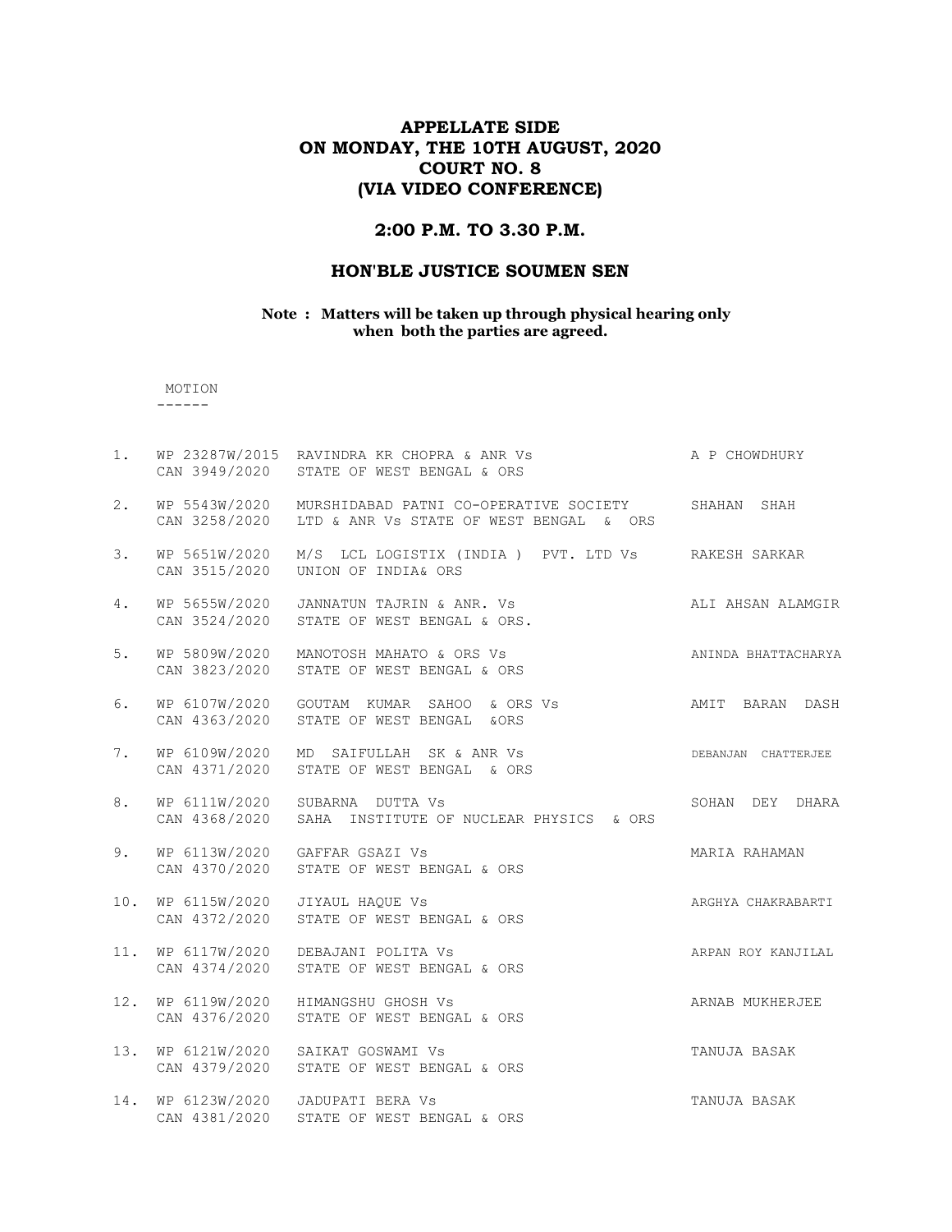# APPELLATE SIDE
# ON MONDAY, THE 10TH AUGUST, 2020
# COURT NO. 8
# (VIA VIDEO CONFERENCE)

## 2:00 P.M. TO 3.30 P.M.

## HON'BLE JUSTICE SOUMEN SEN

**Note : Matters will be taken up through physical hearing only when both the parties are agreed.**

MOTION
------

| No. | Case No. | Parties | Advocate |
|---|---|---|---|
| 1. | WP 23287W/2015<br>CAN 3949/2020 | RAVINDRA KR CHOPRA & ANR Vs<br>STATE OF WEST BENGAL & ORS | A P CHOWDHURY |
| 2. | WP 5543W/2020<br>CAN 3258/2020 | MURSHIDABAD PATNI CO-OPERATIVE SOCIETY<br>LTD & ANR Vs STATE OF WEST BENGAL & ORS | SHAHAN SHAH |
| 3. | WP 5651W/2020<br>CAN 3515/2020 | M/S LCL LOGISTIX (INDIA ) PVT. LTD Vs<br>UNION OF INDIA& ORS | RAKESH SARKAR |
| 4. | WP 5655W/2020<br>CAN 3524/2020 | JANNATUN TAJRIN & ANR. Vs<br>STATE OF WEST BENGAL & ORS. | ALI AHSAN ALAMGIR |
| 5. | WP 5809W/2020<br>CAN 3823/2020 | MANOTOSH MAHATO & ORS Vs<br>STATE OF WEST BENGAL & ORS | ANINDA BHATTACHARYA |
| 6. | WP 6107W/2020<br>CAN 4363/2020 | GOUTAM KUMAR SAHOO & ORS Vs<br>STATE OF WEST BENGAL &ORS | AMIT BARAN DASH |
| 7. | WP 6109W/2020<br>CAN 4371/2020 | MD SAIFULLAH SK & ANR Vs<br>STATE OF WEST BENGAL & ORS | DEBANJAN CHATTERJEE |
| 8. | WP 6111W/2020<br>CAN 4368/2020 | SUBARNA DUTTA Vs<br>SAHA INSTITUTE OF NUCLEAR PHYSICS & ORS | SOHAN DEY DHARA |
| 9. | WP 6113W/2020<br>CAN 4370/2020 | GAFFAR GSAZI Vs<br>STATE OF WEST BENGAL & ORS | MARIA RAHAMAN |
| 10. | WP 6115W/2020<br>CAN 4372/2020 | JIYAUL HAQUE Vs<br>STATE OF WEST BENGAL & ORS | ARGHYA CHAKRABARTI |
| 11. | WP 6117W/2020<br>CAN 4374/2020 | DEBAJANI POLITA Vs<br>STATE OF WEST BENGAL & ORS | ARPAN ROY KANJILAL |
| 12. | WP 6119W/2020<br>CAN 4376/2020 | HIMANGSHU GHOSH Vs<br>STATE OF WEST BENGAL & ORS | ARNAB MUKHERJEE |
| 13. | WP 6121W/2020<br>CAN 4379/2020 | SAIKAT GOSWAMI Vs<br>STATE OF WEST BENGAL & ORS | TANUJA BASAK |
| 14. | WP 6123W/2020<br>CAN 4381/2020 | JADUPATI BERA Vs<br>STATE OF WEST BENGAL & ORS | TANUJA BASAK |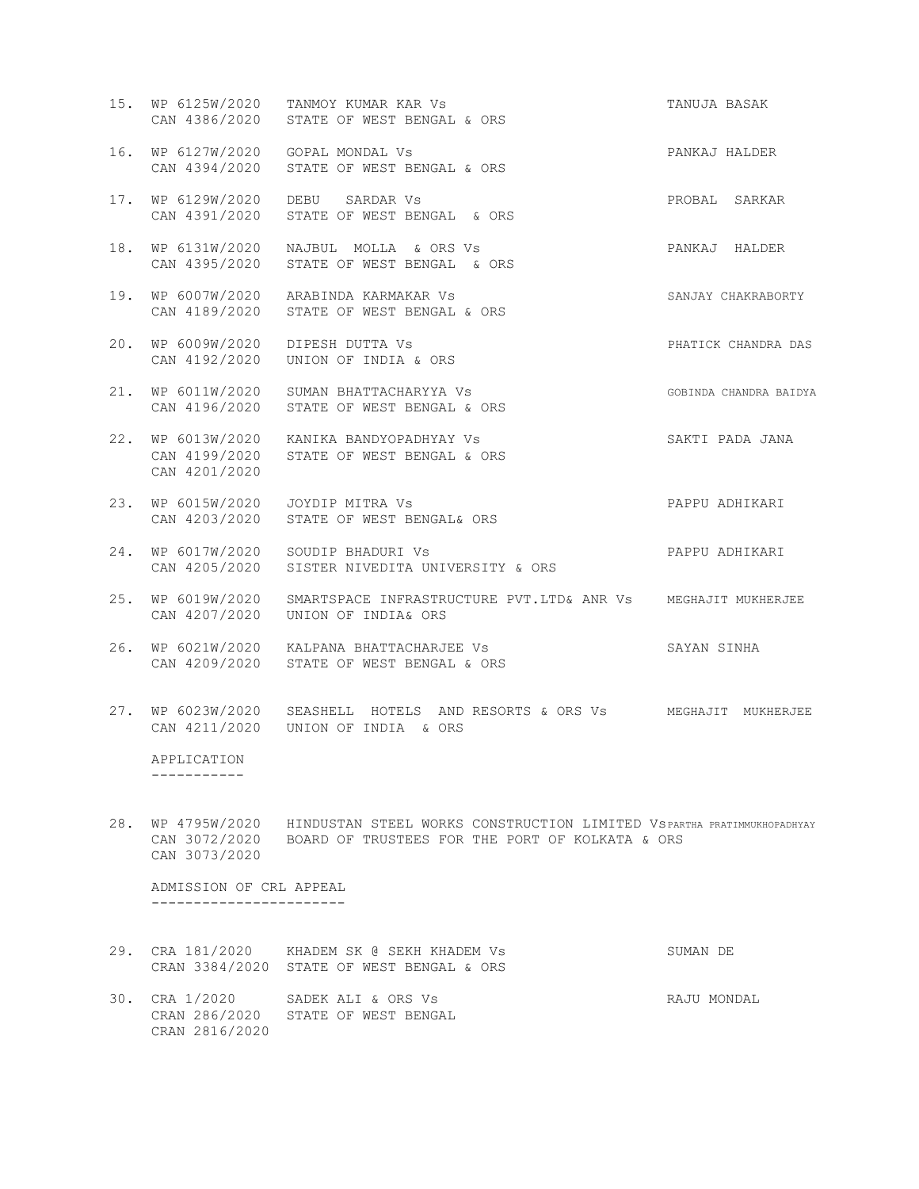15. WP 6125W/2020 CAN 4386/2020 TANMOY KUMAR KAR Vs STATE OF WEST BENGAL & ORS — TANUJA BASAK

16. WP 6127W/2020 CAN 4394/2020 GOPAL MONDAL Vs STATE OF WEST BENGAL & ORS — PANKAJ HALDER

17. WP 6129W/2020 CAN 4391/2020 DEBU SARDAR Vs STATE OF WEST BENGAL & ORS — PROBAL SARKAR

18. WP 6131W/2020 CAN 4395/2020 NAJBUL MOLLA & ORS Vs STATE OF WEST BENGAL & ORS — PANKAJ HALDER

19. WP 6007W/2020 CAN 4189/2020 ARABINDA KARMAKAR Vs STATE OF WEST BENGAL & ORS — SANJAY CHAKRABORTY

20. WP 6009W/2020 CAN 4192/2020 DIPESH DUTTA Vs UNION OF INDIA & ORS — PHATICK CHANDRA DAS

21. WP 6011W/2020 CAN 4196/2020 SUMAN BHATTACHARYYA Vs STATE OF WEST BENGAL & ORS — GOBINDA CHANDRA BAIDYA

22. WP 6013W/2020 CAN 4199/2020 CAN 4201/2020 KANIKA BANDYOPADHYAY Vs STATE OF WEST BENGAL & ORS — SAKTI PADA JANA

23. WP 6015W/2020 CAN 4203/2020 JOYDIP MITRA Vs STATE OF WEST BENGAL& ORS — PAPPU ADHIKARI

24. WP 6017W/2020 CAN 4205/2020 SOUDIP BHADURI Vs SISTER NIVEDITA UNIVERSITY & ORS — PAPPU ADHIKARI

25. WP 6019W/2020 CAN 4207/2020 SMARTSPACE INFRASTRUCTURE PVT.LTD& ANR Vs UNION OF INDIA& ORS — MEGHAJIT MUKHERJEE

26. WP 6021W/2020 CAN 4209/2020 KALPANA BHATTACHARJEE Vs STATE OF WEST BENGAL & ORS — SAYAN SINHA

27. WP 6023W/2020 CAN 4211/2020 SEASHELL HOTELS AND RESORTS & ORS Vs UNION OF INDIA & ORS — MEGHAJIT MUKHERJEE

APPLICATION
-----------

28. WP 4795W/2020 CAN 3072/2020 CAN 3073/2020 HINDUSTAN STEEL WORKS CONSTRUCTION LIMITED Vs BOARD OF TRUSTEES FOR THE PORT OF KOLKATA & ORS — PARTHA PRATIMMUKHOPADHYAY

ADMISSION OF CRL APPEAL
----------------------

29. CRA 181/2020 CRAN 3384/2020 KHADEM SK @ SEKH KHADEM Vs STATE OF WEST BENGAL & ORS — SUMAN DE

30. CRA 1/2020 CRAN 286/2020 CRAN 2816/2020 SADEK ALI & ORS Vs STATE OF WEST BENGAL — RAJU MONDAL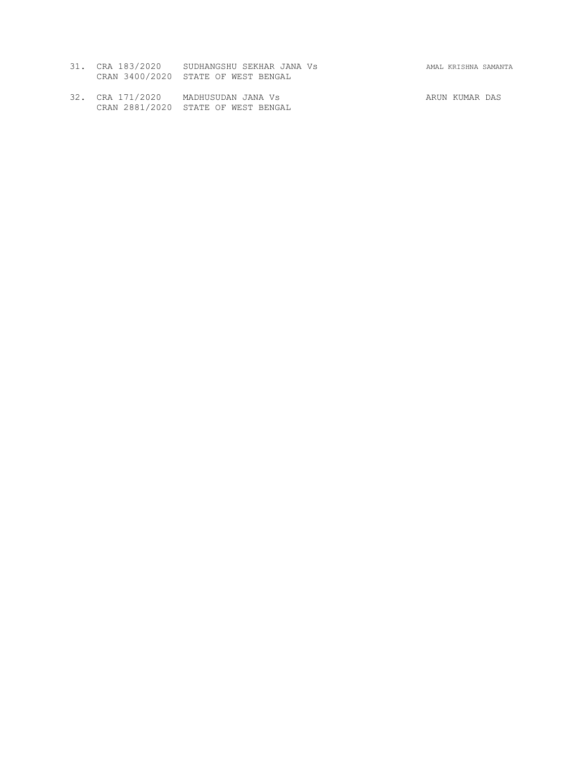31. CRA 183/2020 SUDHANGSHU SEKHAR JANA Vs AMAL KRISHNA SAMANTA
    CRAN 3400/2020 STATE OF WEST BENGAL

32. CRA 171/2020 MADHUSUDAN JANA Vs ARUN KUMAR DAS
    CRAN 2881/2020 STATE OF WEST BENGAL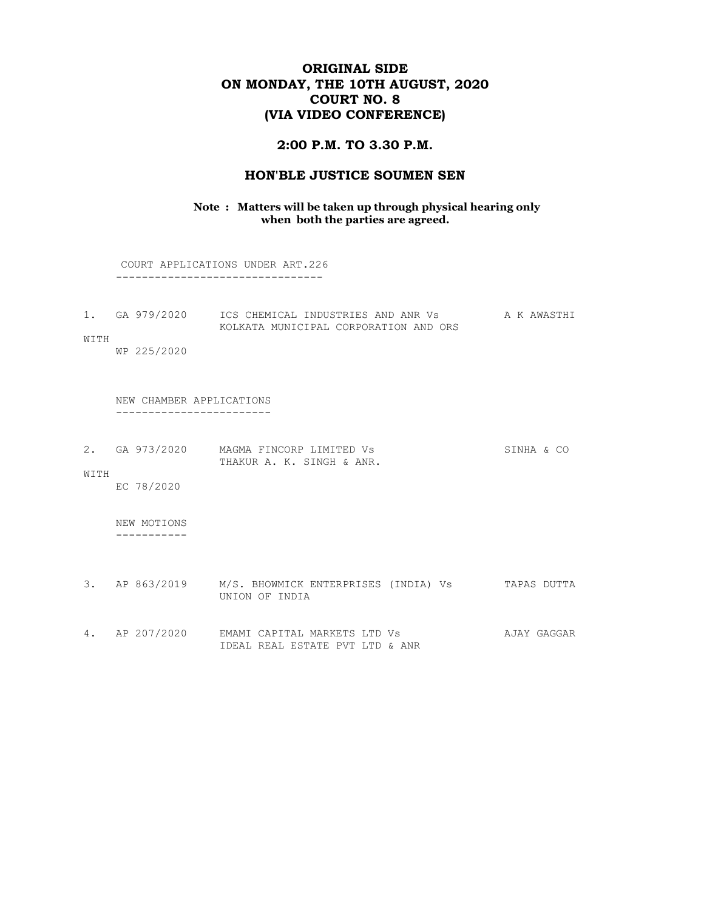# ORIGINAL SIDE
# ON MONDAY, THE 10TH AUGUST, 2020
# COURT NO. 8
# (VIA VIDEO CONFERENCE)

## 2:00 P.M. TO 3.30 P.M.

## HON'BLE JUSTICE SOUMEN SEN

**Note : Matters will be taken up through physical hearing only when both the parties are agreed.**

COURT APPLICATIONS UNDER ART.226
--------------------------------

1. GA 979/2020 ICS CHEMICAL INDUSTRIES AND ANR Vs KOLKATA MUNICIPAL CORPORATION AND ORS — A K AWASTHI

WITH
WP 225/2020

NEW CHAMBER APPLICATIONS
------------------------

2. GA 973/2020 MAGMA FINCORP LIMITED Vs THAKUR A. K. SINGH & ANR. — SINHA & CO

WITH
EC 78/2020

NEW MOTIONS
-----------

3. AP 863/2019 M/S. BHOWMICK ENTERPRISES (INDIA) Vs UNION OF INDIA — TAPAS DUTTA

4. AP 207/2020 EMAMI CAPITAL MARKETS LTD Vs IDEAL REAL ESTATE PVT LTD & ANR — AJAY GAGGAR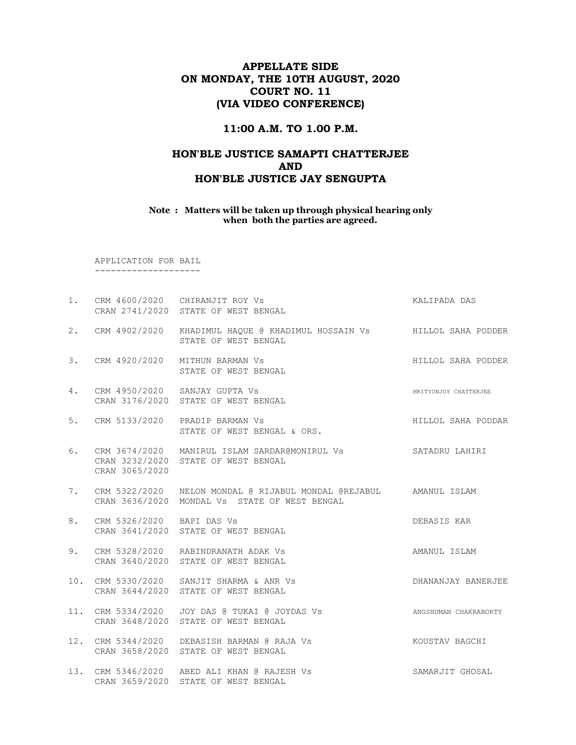# APPELLATE SIDE
# ON MONDAY, THE 10TH AUGUST, 2020
# COURT NO. 11
# (VIA VIDEO CONFERENCE)

## 11:00 A.M. TO 1.00 P.M.

## HON'BLE JUSTICE SAMAPTI CHATTERJEE
## AND
## HON'BLE JUSTICE JAY SENGUPTA

**Note : Matters will be taken up through physical hearing only when both the parties are agreed.**

APPLICATION FOR BAIL
--------------------

| | | | |
|---|---|---|---|
| 1. | CRM 4600/2020<br>CRAN 2741/2020 | CHIRANJIT ROY Vs<br>STATE OF WEST BENGAL | KALIPADA DAS |
| 2. | CRM 4902/2020 | KHADIMUL HAQUE @ KHADIMUL HOSSAIN Vs<br>STATE OF WEST BENGAL | HILLOL SAHA PODDER |
| 3. | CRM 4920/2020 | MITHUN BARMAN Vs<br>STATE OF WEST BENGAL | HILLOL SAHA PODDER |
| 4. | CRM 4950/2020<br>CRAN 3176/2020 | SANJAY GUPTA Vs<br>STATE OF WEST BENGAL | MRITYUNJOY CHATTERJEE |
| 5. | CRM 5133/2020 | PRADIP BARMAN Vs<br>STATE OF WEST BENGAL & ORS. | HILLOL SAHA PODDAR |
| 6. | CRM 3674/2020<br>CRAN 3232/2020<br>CRAN 3065/2020 | MANIRUL ISLAM SARDAR@MONIRUL Vs<br>STATE OF WEST BENGAL | SATADRU LAHIRI |
| 7. | CRM 5322/2020<br>CRAN 3636/2020 | NELON MONDAL @ RIJABUL MONDAL @REJABUL<br>MONDAL Vs STATE OF WEST BENGAL | AMANUL ISLAM |
| 8. | CRM 5326/2020<br>CRAN 3641/2020 | BAPI DAS Vs<br>STATE OF WEST BENGAL | DEBASIS KAR |
| 9. | CRM 5328/2020<br>CRAN 3640/2020 | RABINDRANATH ADAK Vs<br>STATE OF WEST BENGAL | AMANUL ISLAM |
| 10. | CRM 5330/2020<br>CRAN 3644/2020 | SANJIT SHARMA & ANR Vs<br>STATE OF WEST BENGAL | DHANANJAY BANERJEE |
| 11. | CRM 5334/2020<br>CRAN 3648/2020 | JOY DAS @ TUKAI @ JOYDAS Vs<br>STATE OF WEST BENGAL | ANGSHUMAN CHAKRABORTY |
| 12. | CRM 5344/2020<br>CRAN 3658/2020 | DEBASISH BARMAN @ RAJA Vs<br>STATE OF WEST BENGAL | KOUSTAV BAGCHI |
| 13. | CRM 5346/2020<br>CRAN 3659/2020 | ABED ALI KHAN @ RAJESH Vs<br>STATE OF WEST BENGAL | SAMARJIT GHOSAL |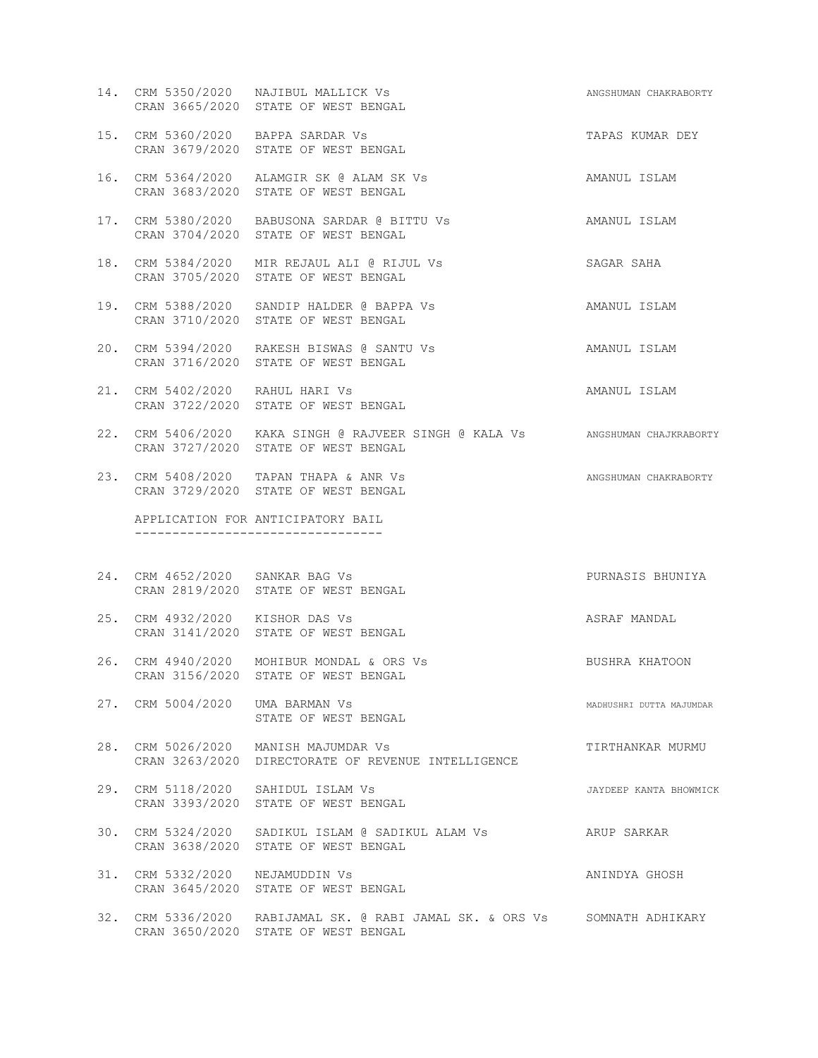14. CRM 5350/2020 NAJIBUL MALLICK Vs ANGSHUMAN CHAKRABORTY
    CRAN 3665/2020 STATE OF WEST BENGAL

15. CRM 5360/2020 BAPPA SARDAR Vs TAPAS KUMAR DEY
    CRAN 3679/2020 STATE OF WEST BENGAL

16. CRM 5364/2020 ALAMGIR SK @ ALAM SK Vs AMANUL ISLAM
    CRAN 3683/2020 STATE OF WEST BENGAL

17. CRM 5380/2020 BABUSONA SARDAR @ BITTU Vs AMANUL ISLAM
    CRAN 3704/2020 STATE OF WEST BENGAL

18. CRM 5384/2020 MIR REJAUL ALI @ RIJUL Vs SAGAR SAHA
    CRAN 3705/2020 STATE OF WEST BENGAL

19. CRM 5388/2020 SANDIP HALDER @ BAPPA Vs AMANUL ISLAM
    CRAN 3710/2020 STATE OF WEST BENGAL

20. CRM 5394/2020 RAKESH BISWAS @ SANTU Vs AMANUL ISLAM
    CRAN 3716/2020 STATE OF WEST BENGAL

21. CRM 5402/2020 RAHUL HARI Vs AMANUL ISLAM
    CRAN 3722/2020 STATE OF WEST BENGAL

22. CRM 5406/2020 KAKA SINGH @ RAJVEER SINGH @ KALA Vs ANGSHUMAN CHAJKRABORTY
    CRAN 3727/2020 STATE OF WEST BENGAL

23. CRM 5408/2020 TAPAN THAPA & ANR Vs ANGSHUMAN CHAKRABORTY
    CRAN 3729/2020 STATE OF WEST BENGAL

APPLICATION FOR ANTICIPATORY BAIL
---------------------------------

24. CRM 4652/2020 SANKAR BAG Vs PURNASIS BHUNIYA
    CRAN 2819/2020 STATE OF WEST BENGAL

25. CRM 4932/2020 KISHOR DAS Vs ASRAF MANDAL
    CRAN 3141/2020 STATE OF WEST BENGAL

26. CRM 4940/2020 MOHIBUR MONDAL & ORS Vs BUSHRA KHATOON
    CRAN 3156/2020 STATE OF WEST BENGAL

27. CRM 5004/2020 UMA BARMAN Vs MADHUSHRI DUTTA MAJUMDAR
    STATE OF WEST BENGAL

28. CRM 5026/2020 MANISH MAJUMDAR Vs TIRTHANKAR MURMU
    CRAN 3263/2020 DIRECTORATE OF REVENUE INTELLIGENCE

29. CRM 5118/2020 SAHIDUL ISLAM Vs JAYDEEP KANTA BHOWMICK
    CRAN 3393/2020 STATE OF WEST BENGAL

30. CRM 5324/2020 SADIKUL ISLAM @ SADIKUL ALAM Vs ARUP SARKAR
    CRAN 3638/2020 STATE OF WEST BENGAL

31. CRM 5332/2020 NEJAMUDDIN Vs ANINDYA GHOSH
    CRAN 3645/2020 STATE OF WEST BENGAL

32. CRM 5336/2020 RABIJAMAL SK. @ RABI JAMAL SK. & ORS Vs SOMNATH ADHIKARY
    CRAN 3650/2020 STATE OF WEST BENGAL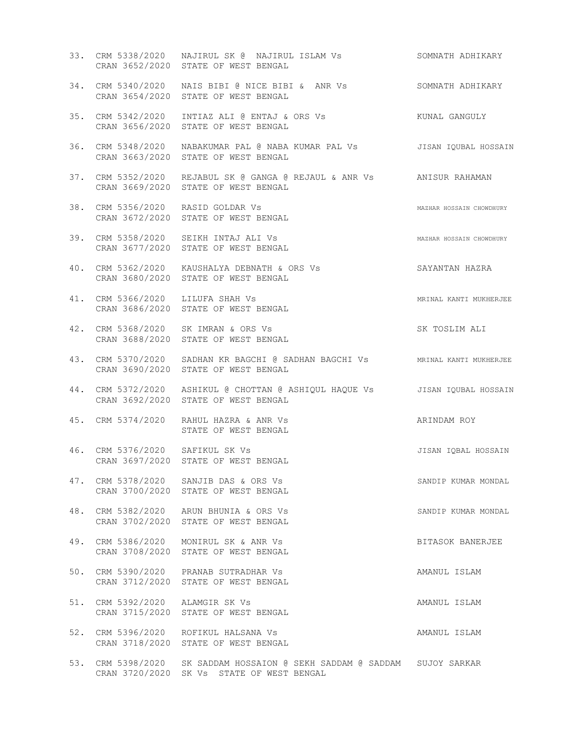| No. | Case No. | Parties | Advocate |
|---|---|---|---|
| 33. | CRM 5338/2020<br>CRAN 3652/2020 | NAJIRUL SK @ NAJIRUL ISLAM Vs<br>STATE OF WEST BENGAL | SOMNATH ADHIKARY |
| 34. | CRM 5340/2020<br>CRAN 3654/2020 | NAIS BIBI @ NICE BIBI & ANR Vs<br>STATE OF WEST BENGAL | SOMNATH ADHIKARY |
| 35. | CRM 5342/2020<br>CRAN 3656/2020 | INTIAZ ALI @ ENTAJ & ORS Vs<br>STATE OF WEST BENGAL | KUNAL GANGULY |
| 36. | CRM 5348/2020<br>CRAN 3663/2020 | NABAKUMAR PAL @ NABA KUMAR PAL Vs<br>STATE OF WEST BENGAL | JISAN IQUBAL HOSSAIN |
| 37. | CRM 5352/2020<br>CRAN 3669/2020 | REJABUL SK @ GANGA @ REJAUL & ANR Vs<br>STATE OF WEST BENGAL | ANISUR RAHAMAN |
| 38. | CRM 5356/2020<br>CRAN 3672/2020 | RASID GOLDAR Vs<br>STATE OF WEST BENGAL | MAZHAR HOSSAIN CHOWDHURY |
| 39. | CRM 5358/2020<br>CRAN 3677/2020 | SEIKH INTAJ ALI Vs<br>STATE OF WEST BENGAL | MAZHAR HOSSAIN CHOWDHURY |
| 40. | CRM 5362/2020<br>CRAN 3680/2020 | KAUSHALYA DEBNATH & ORS Vs<br>STATE OF WEST BENGAL | SAYANTAN HAZRA |
| 41. | CRM 5366/2020<br>CRAN 3686/2020 | LILUFA SHAH Vs<br>STATE OF WEST BENGAL | MRINAL KANTI MUKHERJEE |
| 42. | CRM 5368/2020<br>CRAN 3688/2020 | SK IMRAN & ORS Vs<br>STATE OF WEST BENGAL | SK TOSLIM ALI |
| 43. | CRM 5370/2020<br>CRAN 3690/2020 | SADHAN KR BAGCHI @ SADHAN BAGCHI Vs<br>STATE OF WEST BENGAL | MRINAL KANTI MUKHERJEE |
| 44. | CRM 5372/2020<br>CRAN 3692/2020 | ASHIKUL @ CHOTTAN @ ASHIQUL HAQUE Vs<br>STATE OF WEST BENGAL | JISAN IQUBAL HOSSAIN |
| 45. | CRM 5374/2020 | RAHUL HAZRA & ANR Vs<br>STATE OF WEST BENGAL | ARINDAM ROY |
| 46. | CRM 5376/2020<br>CRAN 3697/2020 | SAFIKUL SK Vs<br>STATE OF WEST BENGAL | JISAN IQBAL HOSSAIN |
| 47. | CRM 5378/2020<br>CRAN 3700/2020 | SANJIB DAS & ORS Vs<br>STATE OF WEST BENGAL | SANDIP KUMAR MONDAL |
| 48. | CRM 5382/2020<br>CRAN 3702/2020 | ARUN BHUNIA & ORS Vs<br>STATE OF WEST BENGAL | SANDIP KUMAR MONDAL |
| 49. | CRM 5386/2020<br>CRAN 3708/2020 | MONIRUL SK & ANR Vs<br>STATE OF WEST BENGAL | BITASOK BANERJEE |
| 50. | CRM 5390/2020<br>CRAN 3712/2020 | PRANAB SUTRADHAR Vs<br>STATE OF WEST BENGAL | AMANUL ISLAM |
| 51. | CRM 5392/2020<br>CRAN 3715/2020 | ALAMGIR SK Vs<br>STATE OF WEST BENGAL | AMANUL ISLAM |
| 52. | CRM 5396/2020<br>CRAN 3718/2020 | ROFIKUL HALSANA Vs<br>STATE OF WEST BENGAL | AMANUL ISLAM |
| 53. | CRM 5398/2020<br>CRAN 3720/2020 | SK SADDAM HOSSAION @ SEKH SADDAM @ SADDAM<br>SK Vs STATE OF WEST BENGAL | SUJOY SARKAR |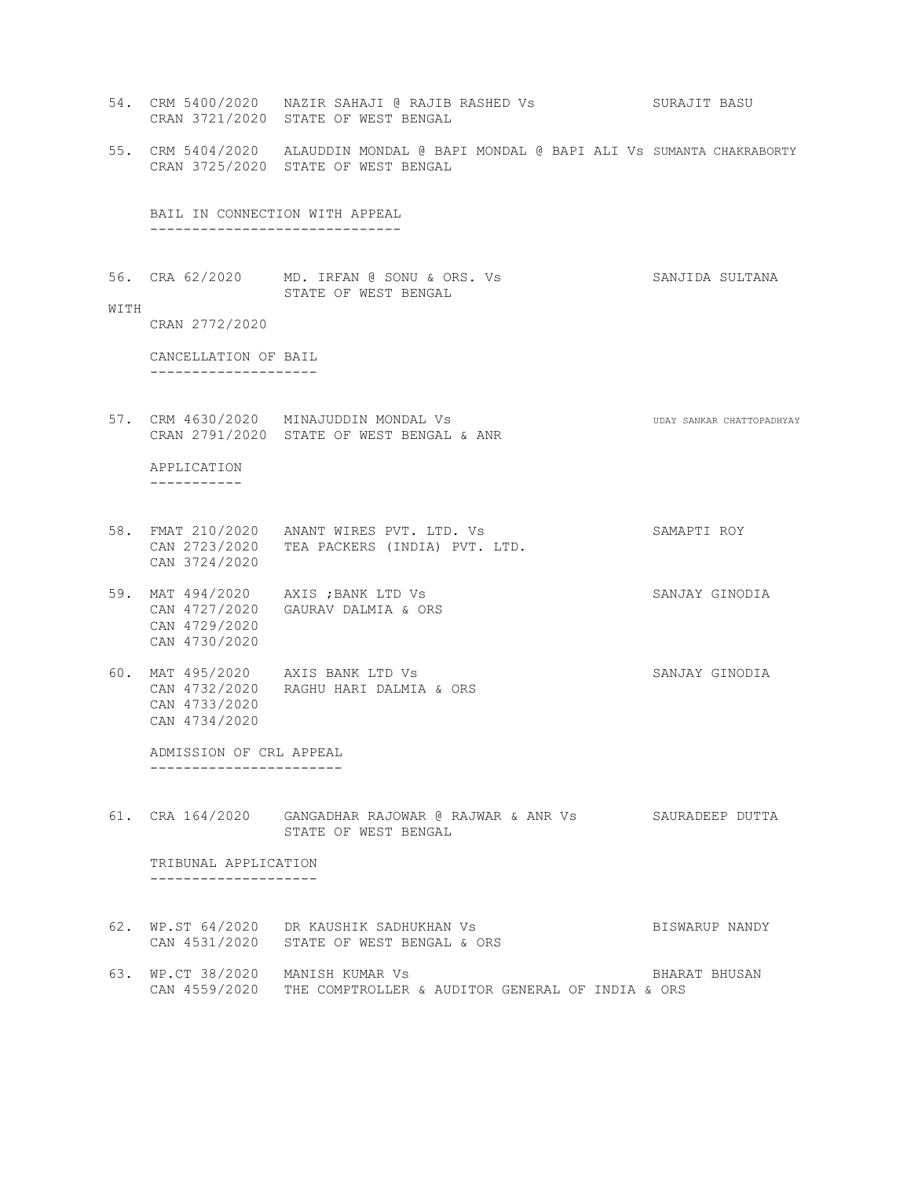54. CRM 5400/2020 NAZIR SAHAJI @ RAJIB RASHED Vs SURAJIT BASU
    CRAN 3721/2020 STATE OF WEST BENGAL

55. CRM 5404/2020 ALAUDDIN MONDAL @ BAPI MONDAL @ BAPI ALI Vs SUMANTA CHAKRABORTY
    CRAN 3725/2020 STATE OF WEST BENGAL

BAIL IN CONNECTION WITH APPEAL
------------------------------

56. CRA 62/2020 MD. IRFAN @ SONU & ORS. Vs SANJIDA SULTANA
    STATE OF WEST BENGAL

WITH
    CRAN 2772/2020

CANCELLATION OF BAIL
--------------------

57. CRM 4630/2020 MINAJUDDIN MONDAL Vs UDAY SANKAR CHATTOPADHYAY
    CRAN 2791/2020 STATE OF WEST BENGAL & ANR

APPLICATION
-----------

58. FMAT 210/2020 ANANT WIRES PVT. LTD. Vs SAMAPTI ROY
    CAN 2723/2020 TEA PACKERS (INDIA) PVT. LTD.
    CAN 3724/2020

59. MAT 494/2020 AXIS ;BANK LTD Vs SANJAY GINODIA
    CAN 4727/2020 GAURAV DALMIA & ORS
    CAN 4729/2020
    CAN 4730/2020

60. MAT 495/2020 AXIS BANK LTD Vs SANJAY GINODIA
    CAN 4732/2020 RAGHU HARI DALMIA & ORS
    CAN 4733/2020
    CAN 4734/2020

ADMISSION OF CRL APPEAL
-----------------------

61. CRA 164/2020 GANGADHAR RAJOWAR @ RAJWAR & ANR Vs SAURADEEP DUTTA
    STATE OF WEST BENGAL

TRIBUNAL APPLICATION
--------------------

62. WP.ST 64/2020 DR KAUSHIK SADHUKHAN Vs BISWARUP NANDY
    CAN 4531/2020 STATE OF WEST BENGAL & ORS

63. WP.CT 38/2020 MANISH KUMAR Vs BHARAT BHUSAN
    CAN 4559/2020 THE COMPTROLLER & AUDITOR GENERAL OF INDIA & ORS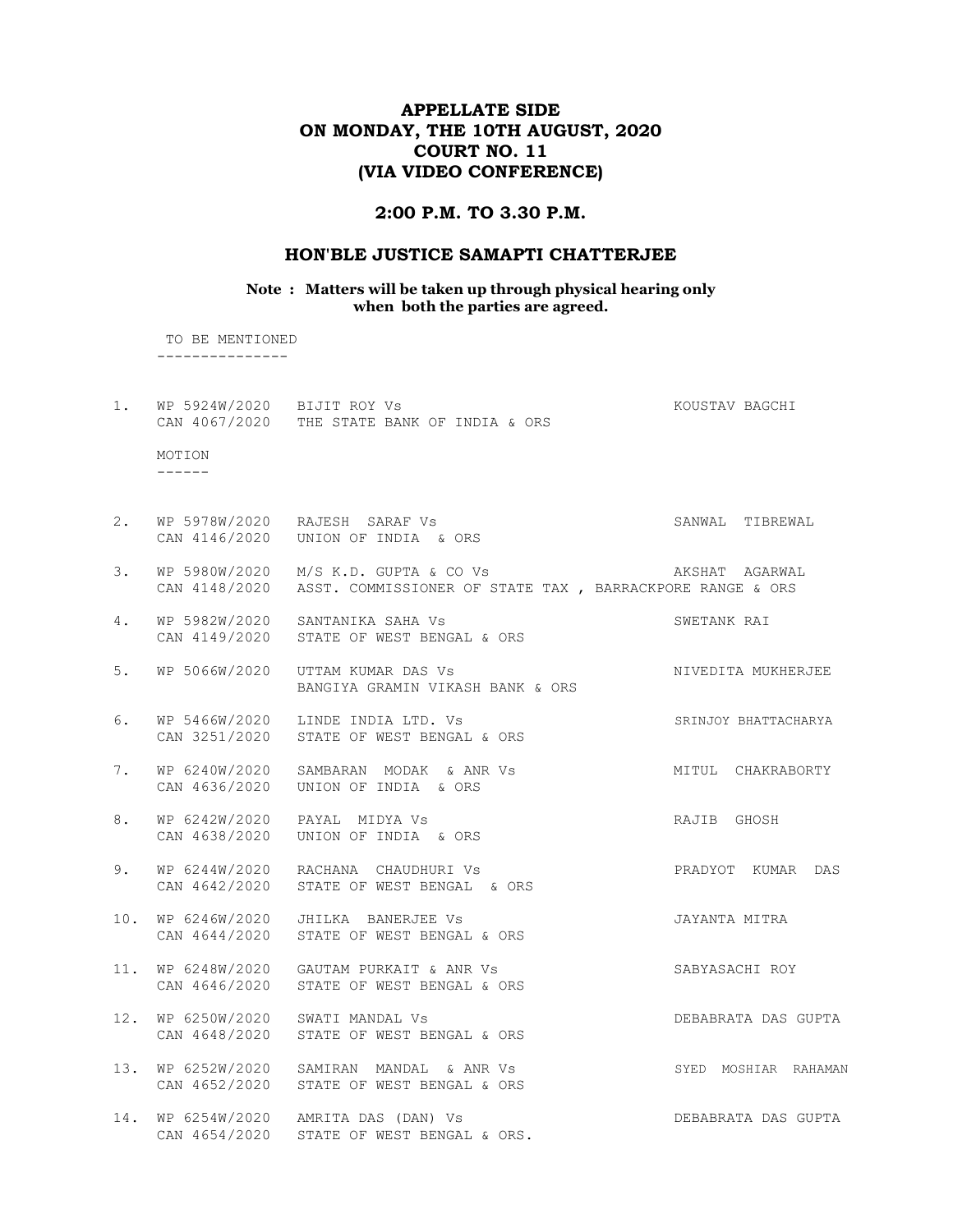# APPELLATE SIDE
# ON MONDAY, THE 10TH AUGUST, 2020
# COURT NO. 11
# (VIA VIDEO CONFERENCE)

## 2:00 P.M. TO 3.30 P.M.

## HON'BLE JUSTICE SAMAPTI CHATTERJEE

**Note : Matters will be taken up through physical hearing only when both the parties are agreed.**

TO BE MENTIONED
---------------

1. WP 5924W/2020 BIJIT ROY Vs KOUSTAV BAGCHI
   CAN 4067/2020 THE STATE BANK OF INDIA & ORS

MOTION
------

2. WP 5978W/2020 RAJESH SARAF Vs SANWAL TIBREWAL
   CAN 4146/2020 UNION OF INDIA & ORS

3. WP 5980W/2020 M/S K.D. GUPTA & CO Vs AKSHAT AGARWAL
   CAN 4148/2020 ASST. COMMISSIONER OF STATE TAX , BARRACKPORE RANGE & ORS

4. WP 5982W/2020 SANTANIKA SAHA Vs SWETANK RAI
   CAN 4149/2020 STATE OF WEST BENGAL & ORS

5. WP 5066W/2020 UTTAM KUMAR DAS Vs NIVEDITA MUKHERJEE
   BANGIYA GRAMIN VIKASH BANK & ORS

6. WP 5466W/2020 LINDE INDIA LTD. Vs SRINJOY BHATTACHARYA
   CAN 3251/2020 STATE OF WEST BENGAL & ORS

7. WP 6240W/2020 SAMBARAN MODAK & ANR Vs MITUL CHAKRABORTY
   CAN 4636/2020 UNION OF INDIA & ORS

8. WP 6242W/2020 PAYAL MIDYA Vs RAJIB GHOSH
   CAN 4638/2020 UNION OF INDIA & ORS

9. WP 6244W/2020 RACHANA CHAUDHURI Vs PRADYOT KUMAR DAS
   CAN 4642/2020 STATE OF WEST BENGAL & ORS

10. WP 6246W/2020 JHILKA BANERJEE Vs JAYANTA MITRA
    CAN 4644/2020 STATE OF WEST BENGAL & ORS

11. WP 6248W/2020 GAUTAM PURKAIT & ANR Vs SABYASACHI ROY
    CAN 4646/2020 STATE OF WEST BENGAL & ORS

12. WP 6250W/2020 SWATI MANDAL Vs DEBABRATA DAS GUPTA
    CAN 4648/2020 STATE OF WEST BENGAL & ORS

13. WP 6252W/2020 SAMIRAN MANDAL & ANR Vs SYED MOSHIAR RAHAMAN
    CAN 4652/2020 STATE OF WEST BENGAL & ORS

14. WP 6254W/2020 AMRITA DAS (DAN) Vs DEBABRATA DAS GUPTA
    CAN 4654/2020 STATE OF WEST BENGAL & ORS.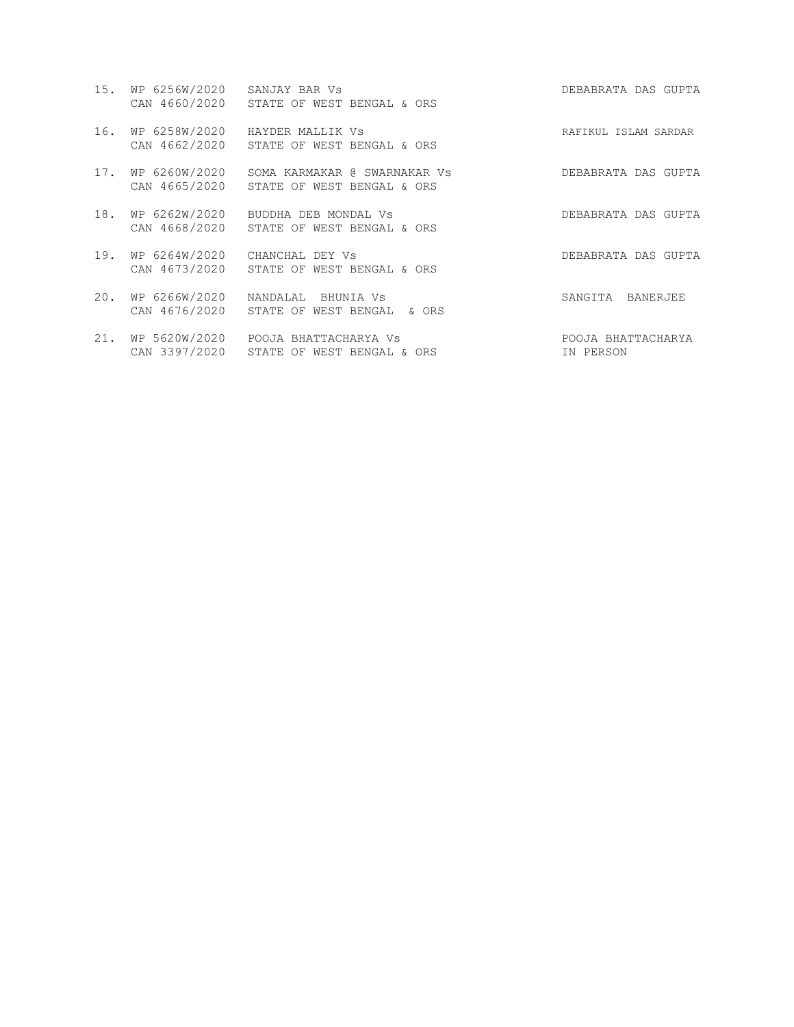| | | | |
|---|---|---|---|
| 15. | WP 6256W/2020<br>CAN 4660/2020 | SANJAY BAR Vs<br>STATE OF WEST BENGAL & ORS | DEBABRATA DAS GUPTA |
| 16. | WP 6258W/2020<br>CAN 4662/2020 | HAYDER MALLIK Vs<br>STATE OF WEST BENGAL & ORS | RAFIKUL ISLAM SARDAR |
| 17. | WP 6260W/2020<br>CAN 4665/2020 | SOMA KARMAKAR @ SWARNAKAR Vs<br>STATE OF WEST BENGAL & ORS | DEBABRATA DAS GUPTA |
| 18. | WP 6262W/2020<br>CAN 4668/2020 | BUDDHA DEB MONDAL Vs<br>STATE OF WEST BENGAL & ORS | DEBABRATA DAS GUPTA |
| 19. | WP 6264W/2020<br>CAN 4673/2020 | CHANCHAL DEY Vs<br>STATE OF WEST BENGAL & ORS | DEBABRATA DAS GUPTA |
| 20. | WP 6266W/2020<br>CAN 4676/2020 | NANDALAL BHUNIA Vs<br>STATE OF WEST BENGAL & ORS | SANGITA BANERJEE |
| 21. | WP 5620W/2020<br>CAN 3397/2020 | POOJA BHATTACHARYA Vs<br>STATE OF WEST BENGAL & ORS | POOJA BHATTACHARYA<br>IN PERSON |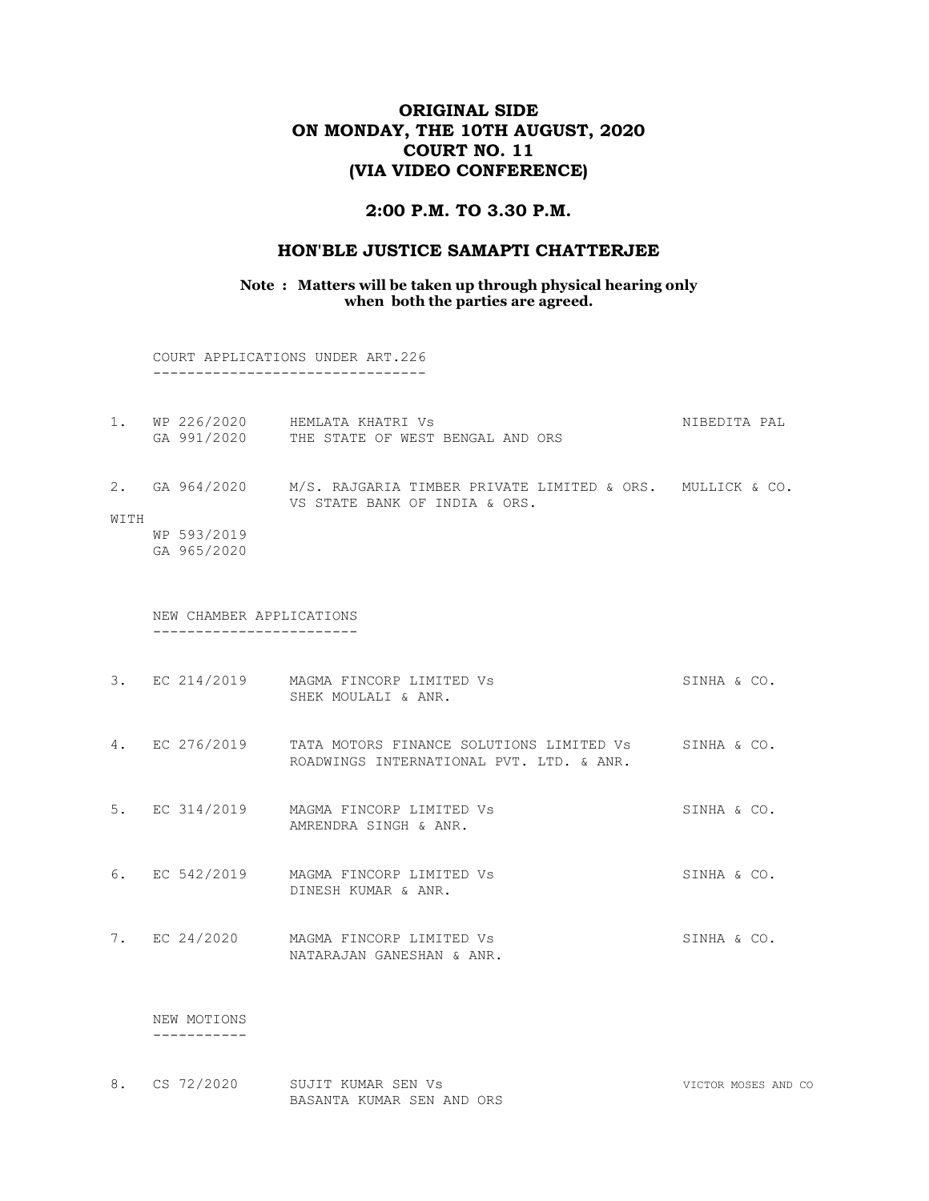# ORIGINAL SIDE
# ON MONDAY, THE 10TH AUGUST, 2020
# COURT NO. 11
# (VIA VIDEO CONFERENCE)

## 2:00 P.M. TO 3.30 P.M.

## HON'BLE JUSTICE SAMAPTI CHATTERJEE

**Note : Matters will be taken up through physical hearing only when both the parties are agreed.**

COURT APPLICATIONS UNDER ART.226
--------------------------------

| | | | |
|---|---|---|---|
| 1. | WP 226/2020<br>GA 991/2020 | HEMLATA KHATRI Vs<br>THE STATE OF WEST BENGAL AND ORS | NIBEDITA PAL |
| 2. | GA 964/2020 | M/S. RAJGARIA TIMBER PRIVATE LIMITED & ORS.<br>VS STATE BANK OF INDIA & ORS. | MULLICK & CO. |
| WITH | WP 593/2019<br>GA 965/2020 | | |

NEW CHAMBER APPLICATIONS
------------------------

| | | | |
|---|---|---|---|
| 3. | EC 214/2019 | MAGMA FINCORP LIMITED Vs<br>SHEK MOULALI & ANR. | SINHA & CO. |
| 4. | EC 276/2019 | TATA MOTORS FINANCE SOLUTIONS LIMITED Vs<br>ROADWINGS INTERNATIONAL PVT. LTD. & ANR. | SINHA & CO. |
| 5. | EC 314/2019 | MAGMA FINCORP LIMITED Vs<br>AMRENDRA SINGH & ANR. | SINHA & CO. |
| 6. | EC 542/2019 | MAGMA FINCORP LIMITED Vs<br>DINESH KUMAR & ANR. | SINHA & CO. |
| 7. | EC 24/2020 | MAGMA FINCORP LIMITED Vs<br>NATARAJAN GANESHAN & ANR. | SINHA & CO. |

NEW MOTIONS
-----------

| | | | |
|---|---|---|---|
| 8. | CS 72/2020 | SUJIT KUMAR SEN Vs<br>BASANTA KUMAR SEN AND ORS | VICTOR MOSES AND CO |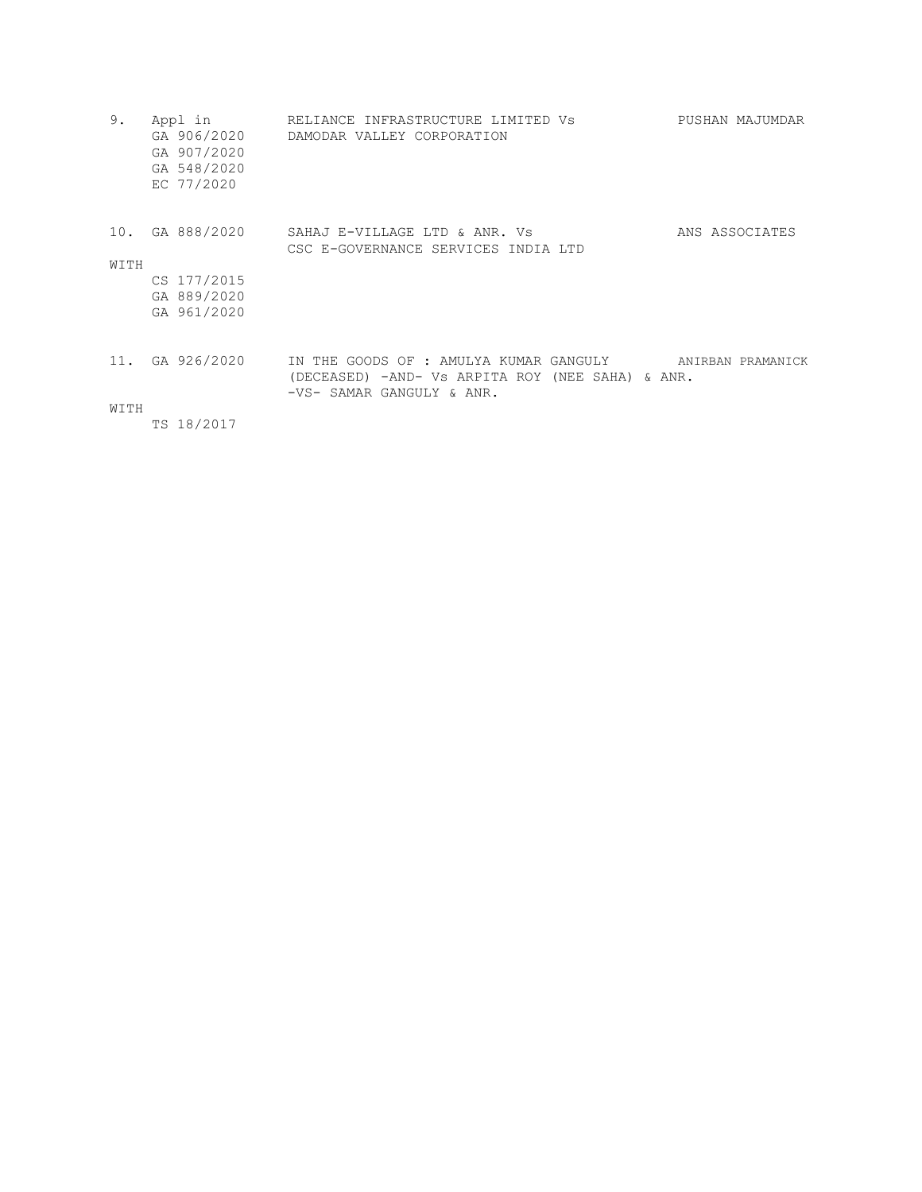9. Appl in GA 906/2020 GA 907/2020 GA 548/2020 EC 77/2020 — RELIANCE INFRASTRUCTURE LIMITED Vs DAMODAR VALLEY CORPORATION — PUSHAN MAJUMDAR

10. GA 888/2020 — SAHAJ E-VILLAGE LTD & ANR. Vs CSC E-GOVERNANCE SERVICES INDIA LTD — ANS ASSOCIATES

WITH
CS 177/2015
GA 889/2020
GA 961/2020

11. GA 926/2020 — IN THE GOODS OF : AMULYA KUMAR GANGULY (DECEASED) -AND- Vs ARPITA ROY (NEE SAHA) & ANR. -VS- SAMAR GANGULY & ANR. — ANIRBAN PRAMANICK

WITH
TS 18/2017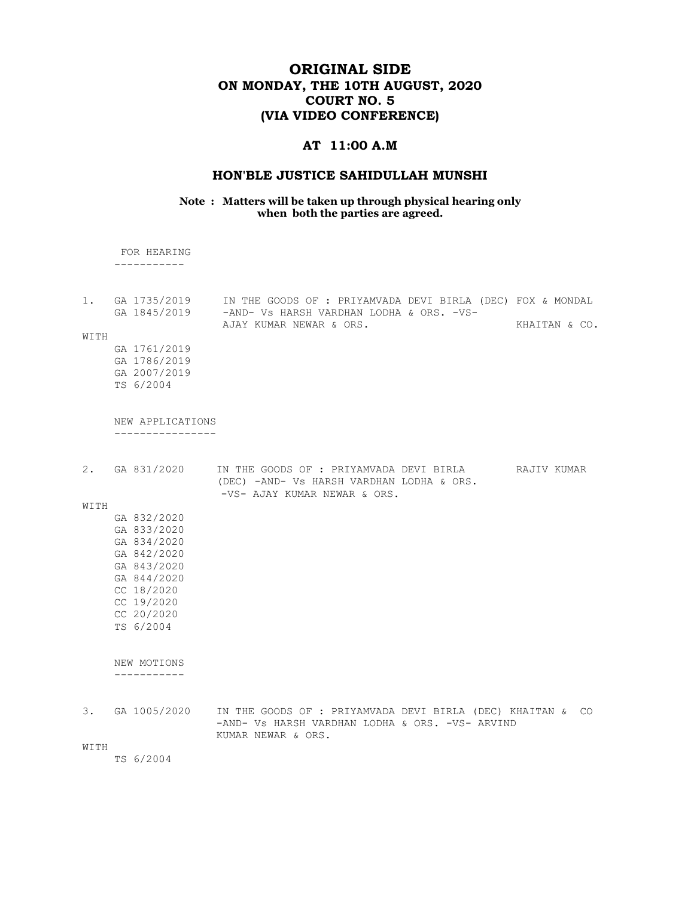# ORIGINAL SIDE
# ON MONDAY, THE 10TH AUGUST, 2020
# COURT NO. 5
# (VIA VIDEO CONFERENCE)

## AT 11:00 A.M

## HON'BLE JUSTICE SAHIDULLAH MUNSHI

**Note : Matters will be taken up through physical hearing only when both the parties are agreed.**

FOR HEARING
-----------

1. GA 1735/2019 GA 1845/2019 — IN THE GOODS OF : PRIYAMVADA DEVI BIRLA (DEC) -AND- Vs HARSH VARDHAN LODHA & ORS. -VS- AJAY KUMAR NEWAR & ORS. — FOX & MONDAL / KHAITAN & CO.

WITH
GA 1761/2019
GA 1786/2019
GA 2007/2019
TS 6/2004

NEW APPLICATIONS
----------------

2. GA 831/2020 — IN THE GOODS OF : PRIYAMVADA DEVI BIRLA (DEC) -AND- Vs HARSH VARDHAN LODHA & ORS. -VS- AJAY KUMAR NEWAR & ORS. — RAJIV KUMAR

WITH
GA 832/2020
GA 833/2020
GA 834/2020
GA 842/2020
GA 843/2020
GA 844/2020
CC 18/2020
CC 19/2020
CC 20/2020
TS 6/2004

NEW MOTIONS
-----------

3. GA 1005/2020 — IN THE GOODS OF : PRIYAMVADA DEVI BIRLA (DEC) -AND- Vs HARSH VARDHAN LODHA & ORS. -VS- ARVIND KUMAR NEWAR & ORS. — KHAITAN & CO

WITH
TS 6/2004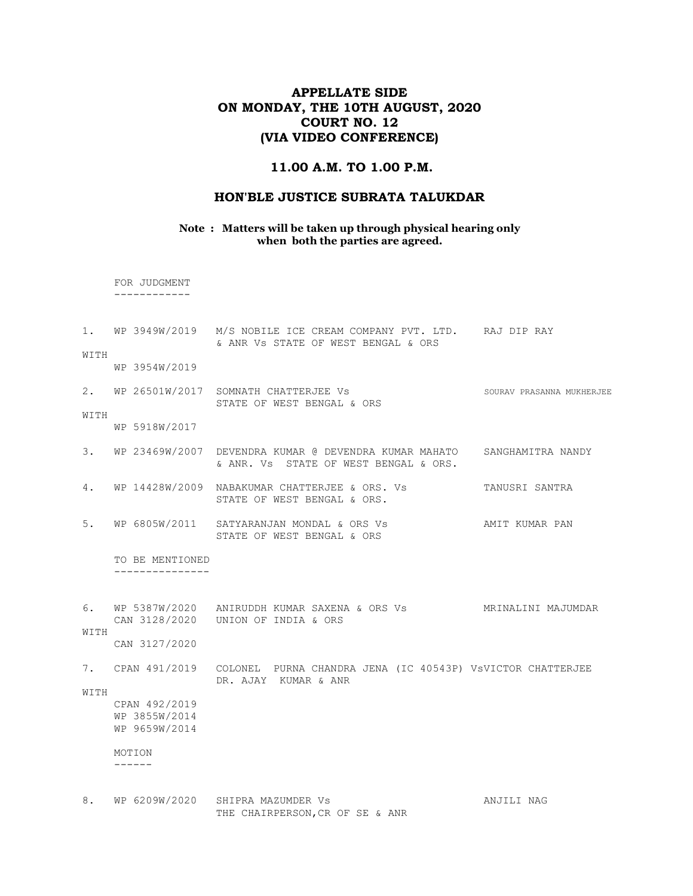# APPELLATE SIDE
# ON MONDAY, THE 10TH AUGUST, 2020
# COURT NO. 12
# (VIA VIDEO CONFERENCE)

## 11.00 A.M. TO 1.00 P.M.

## HON'BLE JUSTICE SUBRATA TALUKDAR

**Note : Matters will be taken up through physical hearing only when both the parties are agreed.**

FOR JUDGMENT
------------

1. WP 3949W/2019 M/S NOBILE ICE CREAM COMPANY PVT. LTD. & ANR Vs STATE OF WEST BENGAL & ORS — RAJ DIP RAY
   WITH
   WP 3954W/2019

2. WP 26501W/2017 SOMNATH CHATTERJEE Vs STATE OF WEST BENGAL & ORS — SOURAV PRASANNA MUKHERJEE
   WITH
   WP 5918W/2017

3. WP 23469W/2007 DEVENDRA KUMAR @ DEVENDRA KUMAR MAHATO & ANR. Vs STATE OF WEST BENGAL & ORS. — SANGHAMITRA NANDY

4. WP 14428W/2009 NABAKUMAR CHATTERJEE & ORS. Vs STATE OF WEST BENGAL & ORS. — TANUSRI SANTRA

5. WP 6805W/2011 SATYARANJAN MONDAL & ORS Vs STATE OF WEST BENGAL & ORS — AMIT KUMAR PAN

TO BE MENTIONED
---------------

6. WP 5387W/2020 CAN 3128/2020 ANIRUDDH KUMAR SAXENA & ORS Vs UNION OF INDIA & ORS — MRINALINI MAJUMDAR
   WITH
   CAN 3127/2020

7. CPAN 491/2019 COLONEL PURNA CHANDRA JENA (IC 40543P) Vs DR. AJAY KUMAR & ANR — VICTOR CHATTERJEE
   WITH
   CPAN 492/2019
   WP 3855W/2014
   WP 9659W/2014

MOTION
------

8. WP 6209W/2020 SHIPRA MAZUMDER Vs THE CHAIRPERSON,CR OF SE & ANR — ANJILI NAG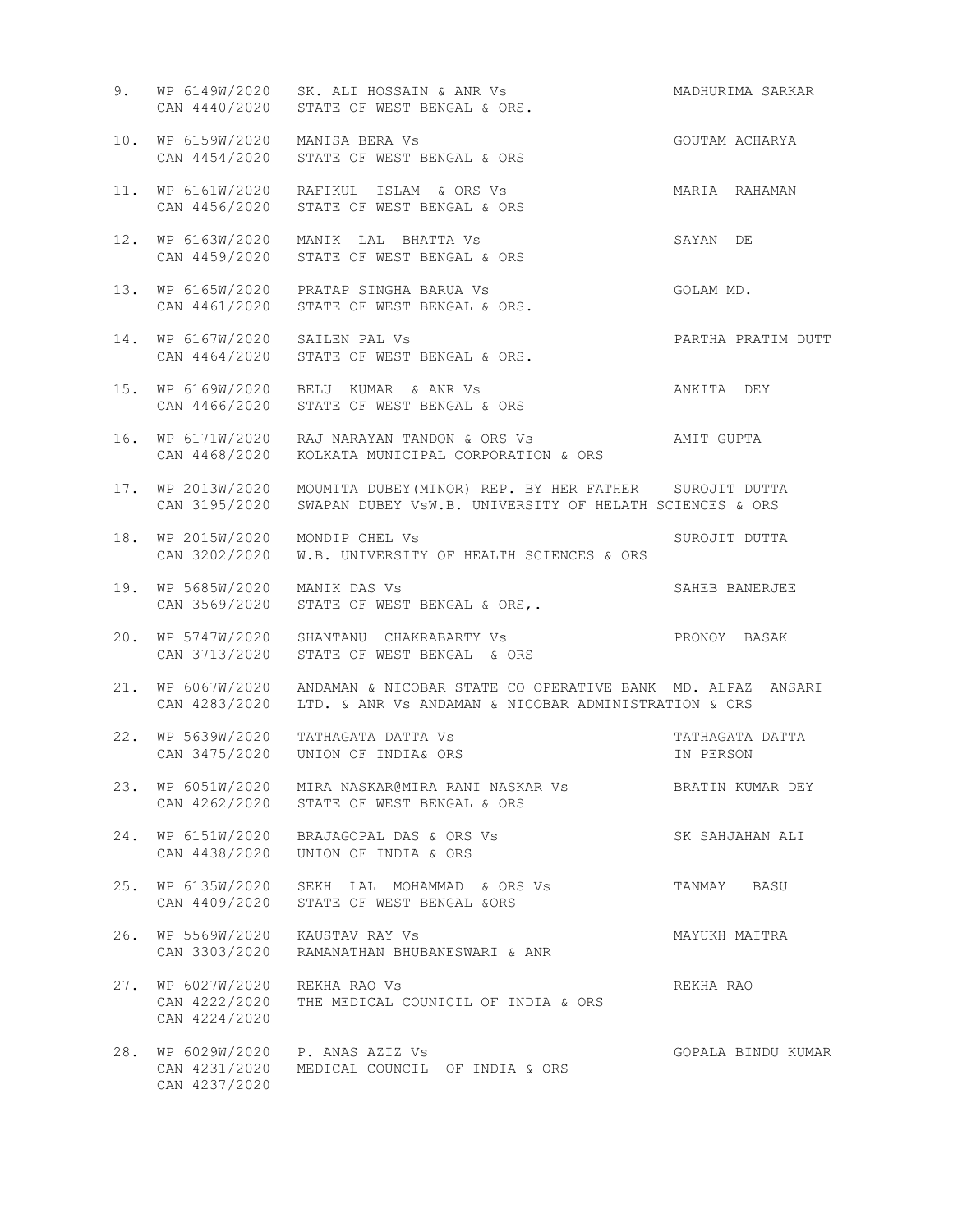9. WP 6149W/2020 SK. ALI HOSSAIN & ANR Vs MADHURIMA SARKAR
   CAN 4440/2020 STATE OF WEST BENGAL & ORS.

10. WP 6159W/2020 MANISA BERA Vs GOUTAM ACHARYA
    CAN 4454/2020 STATE OF WEST BENGAL & ORS

11. WP 6161W/2020 RAFIKUL ISLAM & ORS Vs MARIA RAHAMAN
    CAN 4456/2020 STATE OF WEST BENGAL & ORS

12. WP 6163W/2020 MANIK LAL BHATTA Vs SAYAN DE
    CAN 4459/2020 STATE OF WEST BENGAL & ORS

13. WP 6165W/2020 PRATAP SINGHA BARUA Vs GOLAM MD.
    CAN 4461/2020 STATE OF WEST BENGAL & ORS.

14. WP 6167W/2020 SAILEN PAL Vs PARTHA PRATIM DUTT
    CAN 4464/2020 STATE OF WEST BENGAL & ORS.

15. WP 6169W/2020 BELU KUMAR & ANR Vs ANKITA DEY
    CAN 4466/2020 STATE OF WEST BENGAL & ORS

16. WP 6171W/2020 RAJ NARAYAN TANDON & ORS Vs AMIT GUPTA
    CAN 4468/2020 KOLKATA MUNICIPAL CORPORATION & ORS

17. WP 2013W/2020 MOUMITA DUBEY(MINOR) REP. BY HER FATHER SUROJIT DUTTA
    CAN 3195/2020 SWAPAN DUBEY VsW.B. UNIVERSITY OF HELATH SCIENCES & ORS

18. WP 2015W/2020 MONDIP CHEL Vs SUROJIT DUTTA
    CAN 3202/2020 W.B. UNIVERSITY OF HEALTH SCIENCES & ORS

19. WP 5685W/2020 MANIK DAS Vs SAHEB BANERJEE
    CAN 3569/2020 STATE OF WEST BENGAL & ORS,.

20. WP 5747W/2020 SHANTANU CHAKRABARTY Vs PRONOY BASAK
    CAN 3713/2020 STATE OF WEST BENGAL & ORS

21. WP 6067W/2020 ANDAMAN & NICOBAR STATE CO OPERATIVE BANK MD. ALPAZ ANSARI
    CAN 4283/2020 LTD. & ANR Vs ANDAMAN & NICOBAR ADMINISTRATION & ORS

22. WP 5639W/2020 TATHAGATA DATTA Vs TATHAGATA DATTA IN PERSON
    CAN 3475/2020 UNION OF INDIA& ORS

23. WP 6051W/2020 MIRA NASKAR@MIRA RANI NASKAR Vs BRATIN KUMAR DEY
    CAN 4262/2020 STATE OF WEST BENGAL & ORS

24. WP 6151W/2020 BRAJAGOPAL DAS & ORS Vs SK SAHJAHAN ALI
    CAN 4438/2020 UNION OF INDIA & ORS

25. WP 6135W/2020 SEKH LAL MOHAMMAD & ORS Vs TANMAY BASU
    CAN 4409/2020 STATE OF WEST BENGAL &ORS

26. WP 5569W/2020 KAUSTAV RAY Vs MAYUKH MAITRA
    CAN 3303/2020 RAMANATHAN BHUBANESWARI & ANR

27. WP 6027W/2020 REKHA RAO Vs REKHA RAO
    CAN 4222/2020 THE MEDICAL COUNICIL OF INDIA & ORS
    CAN 4224/2020

28. WP 6029W/2020 P. ANAS AZIZ Vs GOPALA BINDU KUMAR
    CAN 4231/2020 MEDICAL COUNCIL OF INDIA & ORS
    CAN 4237/2020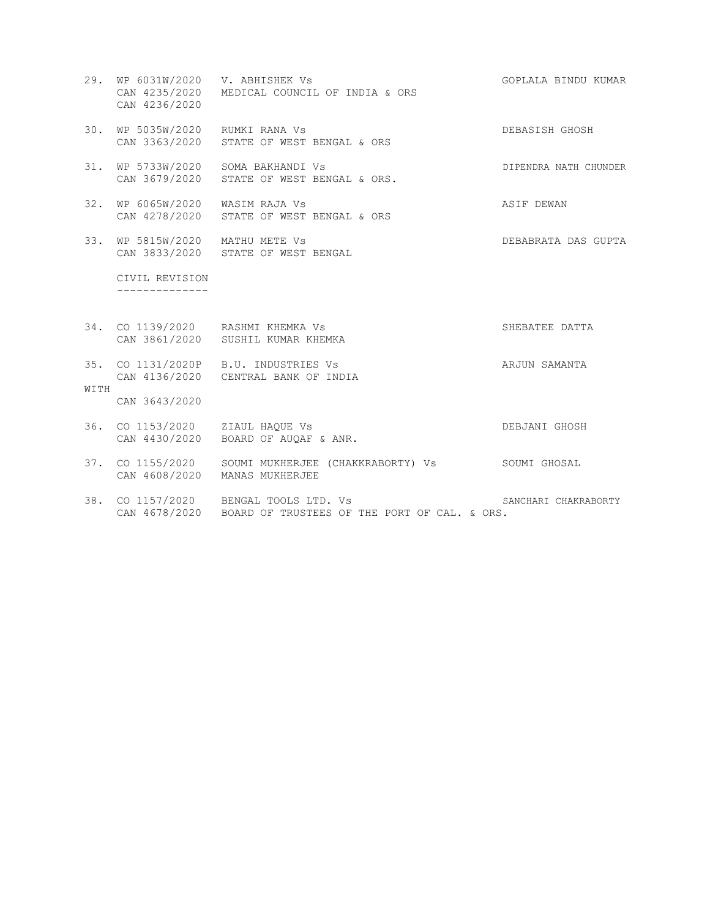29. WP 6031W/2020 V. ABHISHEK Vs GOPLALA BINDU KUMAR
    CAN 4235/2020 MEDICAL COUNCIL OF INDIA & ORS
    CAN 4236/2020

30. WP 5035W/2020 RUMKI RANA Vs DEBASISH GHOSH
    CAN 3363/2020 STATE OF WEST BENGAL & ORS

31. WP 5733W/2020 SOMA BAKHANDI Vs DIPENDRA NATH CHUNDER
    CAN 3679/2020 STATE OF WEST BENGAL & ORS.

32. WP 6065W/2020 WASIM RAJA Vs ASIF DEWAN
    CAN 4278/2020 STATE OF WEST BENGAL & ORS

33. WP 5815W/2020 MATHU METE Vs DEBABRATA DAS GUPTA
    CAN 3833/2020 STATE OF WEST BENGAL

CIVIL REVISION
--------------

34. CO 1139/2020 RASHMI KHEMKA Vs SHEBATEE DATTA
    CAN 3861/2020 SUSHIL KUMAR KHEMKA

35. CO 1131/2020P B.U. INDUSTRIES Vs ARJUN SAMANTA
    CAN 4136/2020 CENTRAL BANK OF INDIA
WITH
    CAN 3643/2020

36. CO 1153/2020 ZIAUL HAQUE Vs DEBJANI GHOSH
    CAN 4430/2020 BOARD OF AUQAF & ANR.

37. CO 1155/2020 SOUMI MUKHERJEE (CHAKKRABORTY) Vs SOUMI GHOSAL
    CAN 4608/2020 MANAS MUKHERJEE

38. CO 1157/2020 BENGAL TOOLS LTD. Vs SANCHARI CHAKRABORTY
    CAN 4678/2020 BOARD OF TRUSTEES OF THE PORT OF CAL. & ORS.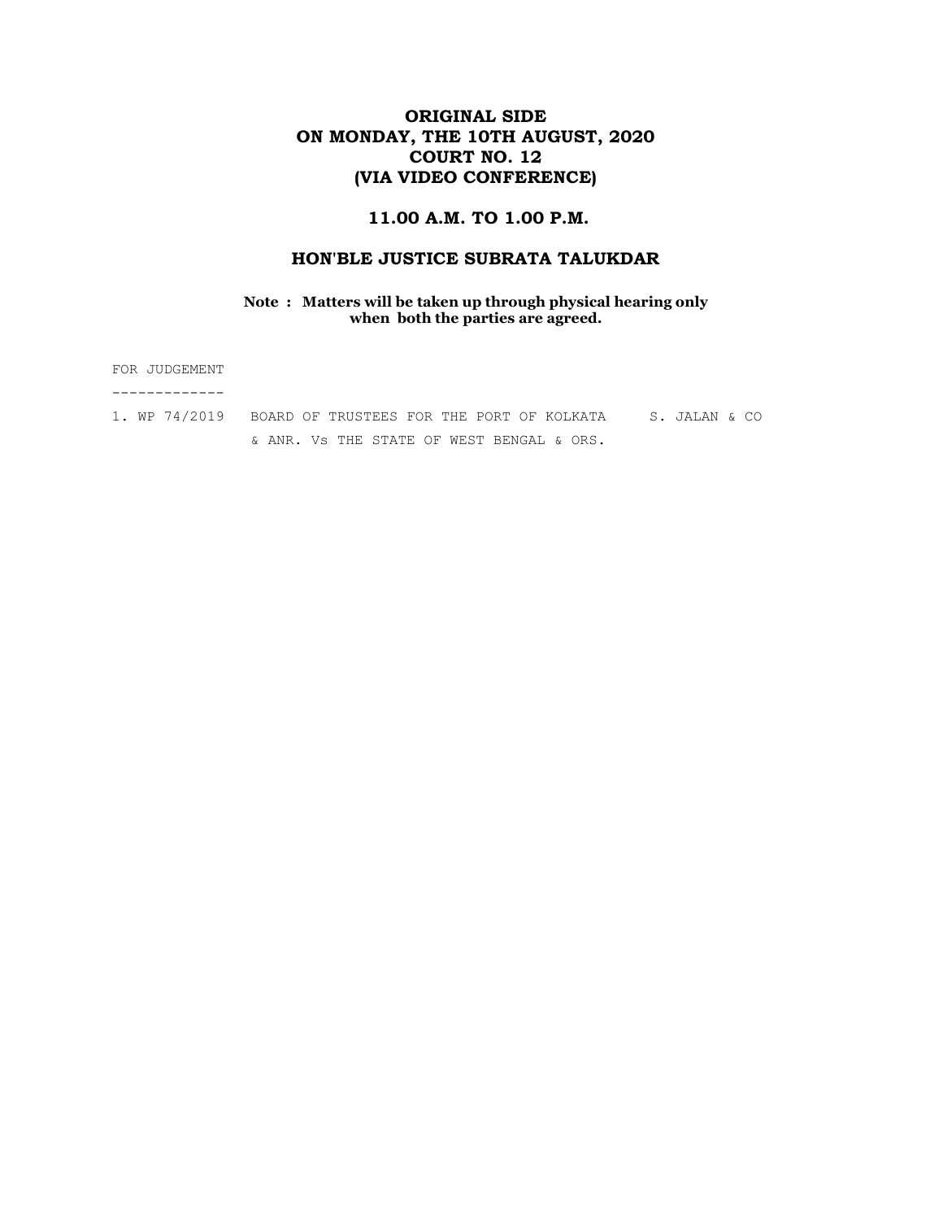# ORIGINAL SIDE
# ON MONDAY, THE 10TH AUGUST, 2020
# COURT NO. 12
# (VIA VIDEO CONFERENCE)

## 11.00 A.M. TO 1.00 P.M.

## HON'BLE JUSTICE SUBRATA TALUKDAR

**Note : Matters will be taken up through physical hearing only when both the parties are agreed.**

FOR JUDGEMENT

-------------

| | | |
|---|---|---|
| 1. WP 74/2019 | BOARD OF TRUSTEES FOR THE PORT OF KOLKATA & ANR. Vs THE STATE OF WEST BENGAL & ORS. | S. JALAN & CO |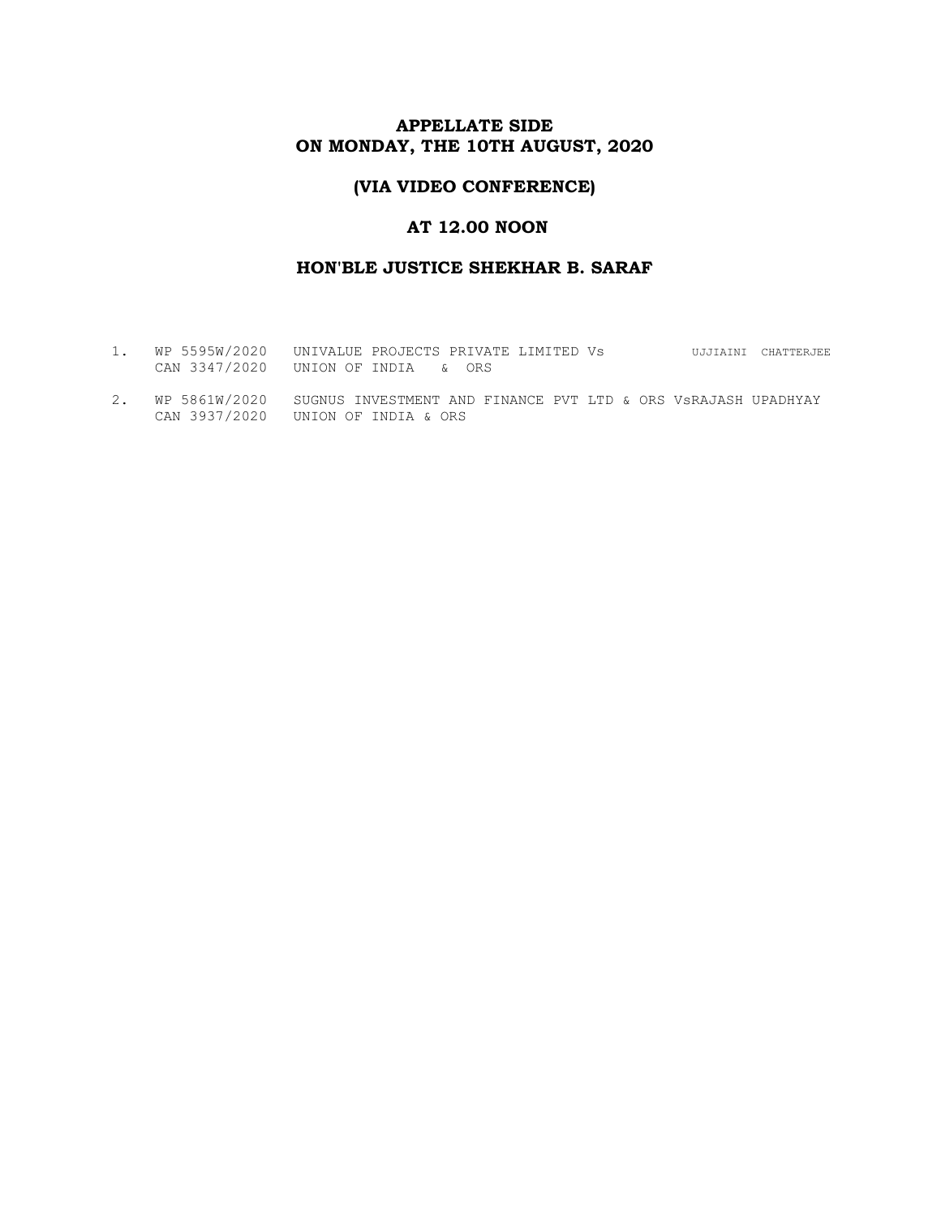**APPELLATE SIDE**
**ON MONDAY, THE 10TH AUGUST, 2020**

**(VIA VIDEO CONFERENCE)**

**AT 12.00 NOON**

**HON'BLE JUSTICE SHEKHAR B. SARAF**

| | | | |
|---|---|---|---|
| 1. | WP 5595W/2020<br>CAN 3347/2020 | UNIVALUE PROJECTS PRIVATE LIMITED Vs<br>UNION OF INDIA & ORS | UJJIAINI CHATTERJEE |
| 2. | WP 5861W/2020<br>CAN 3937/2020 | SUGNUS INVESTMENT AND FINANCE PVT LTD & ORS Vs<br>UNION OF INDIA & ORS | RAJASH UPADHYAY |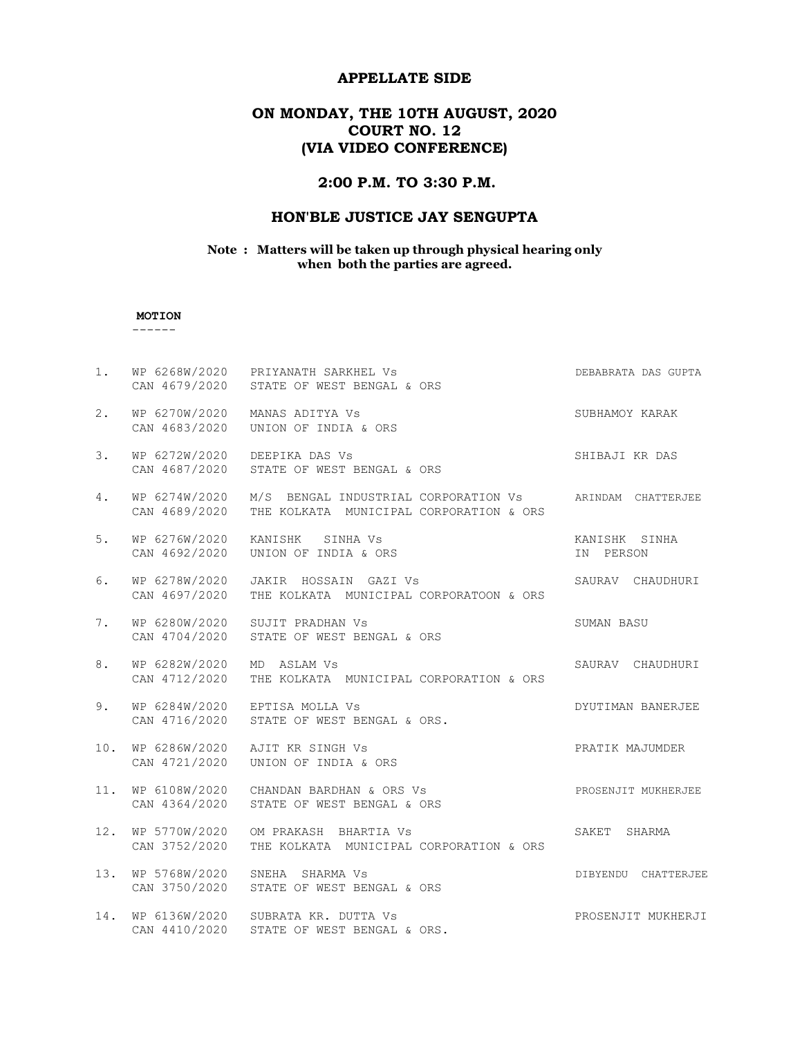# APPELLATE SIDE

## ON MONDAY, THE 10TH AUGUST, 2020
## COURT NO. 12
## (VIA VIDEO CONFERENCE)

### 2:00 P.M. TO 3:30 P.M.

### HON'BLE JUSTICE JAY SENGUPTA

**Note : Matters will be taken up through physical hearing only when both the parties are agreed.**

**MOTION**

------

| | | | |
|---|---|---|---|
| 1. | WP 6268W/2020<br>CAN 4679/2020 | PRIYANATH SARKHEL Vs<br>STATE OF WEST BENGAL & ORS | DEBABRATA DAS GUPTA |
| 2. | WP 6270W/2020<br>CAN 4683/2020 | MANAS ADITYA Vs<br>UNION OF INDIA & ORS | SUBHAMOY KARAK |
| 3. | WP 6272W/2020<br>CAN 4687/2020 | DEEPIKA DAS Vs<br>STATE OF WEST BENGAL & ORS | SHIBAJI KR DAS |
| 4. | WP 6274W/2020<br>CAN 4689/2020 | M/S BENGAL INDUSTRIAL CORPORATION Vs<br>THE KOLKATA MUNICIPAL CORPORATION & ORS | ARINDAM CHATTERJEE |
| 5. | WP 6276W/2020<br>CAN 4692/2020 | KANISHK SINHA Vs<br>UNION OF INDIA & ORS | KANISHK SINHA<br>IN PERSON |
| 6. | WP 6278W/2020<br>CAN 4697/2020 | JAKIR HOSSAIN GAZI Vs<br>THE KOLKATA MUNICIPAL CORPORATOON & ORS | SAURAV CHAUDHURI |
| 7. | WP 6280W/2020<br>CAN 4704/2020 | SUJIT PRADHAN Vs<br>STATE OF WEST BENGAL & ORS | SUMAN BASU |
| 8. | WP 6282W/2020<br>CAN 4712/2020 | MD ASLAM Vs<br>THE KOLKATA MUNICIPAL CORPORATION & ORS | SAURAV CHAUDHURI |
| 9. | WP 6284W/2020<br>CAN 4716/2020 | EPTISA MOLLA Vs<br>STATE OF WEST BENGAL & ORS. | DYUTIMAN BANERJEE |
| 10. | WP 6286W/2020<br>CAN 4721/2020 | AJIT KR SINGH Vs<br>UNION OF INDIA & ORS | PRATIK MAJUMDER |
| 11. | WP 6108W/2020<br>CAN 4364/2020 | CHANDAN BARDHAN & ORS Vs<br>STATE OF WEST BENGAL & ORS | PROSENJIT MUKHERJEE |
| 12. | WP 5770W/2020<br>CAN 3752/2020 | OM PRAKASH BHARTIA Vs<br>THE KOLKATA MUNICIPAL CORPORATION & ORS | SAKET SHARMA |
| 13. | WP 5768W/2020<br>CAN 3750/2020 | SNEHA SHARMA Vs<br>STATE OF WEST BENGAL & ORS | DIBYENDU CHATTERJEE |
| 14. | WP 6136W/2020<br>CAN 4410/2020 | SUBRATA KR. DUTTA Vs<br>STATE OF WEST BENGAL & ORS. | PROSENJIT MUKHERJI |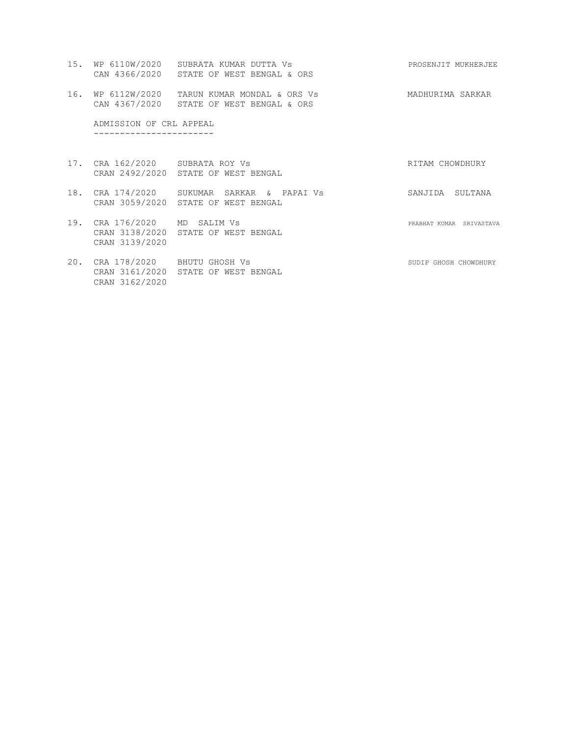15. WP 6110W/2020 SUBRATA KUMAR DUTTA Vs PROSENJIT MUKHERJEE
    CAN 4366/2020 STATE OF WEST BENGAL & ORS

16. WP 6112W/2020 TARUN KUMAR MONDAL & ORS Vs MADHURIMA SARKAR
    CAN 4367/2020 STATE OF WEST BENGAL & ORS

ADMISSION OF CRL APPEAL
-----------------------

17. CRA 162/2020 SUBRATA ROY Vs RITAM CHOWDHURY
    CRAN 2492/2020 STATE OF WEST BENGAL

18. CRA 174/2020 SUKUMAR SARKAR & PAPAI Vs SANJIDA SULTANA
    CRAN 3059/2020 STATE OF WEST BENGAL

19. CRA 176/2020 MD SALIM Vs PRABHAT KUMAR SRIVASTAVA
    CRAN 3138/2020 STATE OF WEST BENGAL
    CRAN 3139/2020

20. CRA 178/2020 BHUTU GHOSH Vs SUDIP GHOSH CHOWDHURY
    CRAN 3161/2020 STATE OF WEST BENGAL
    CRAN 3162/2020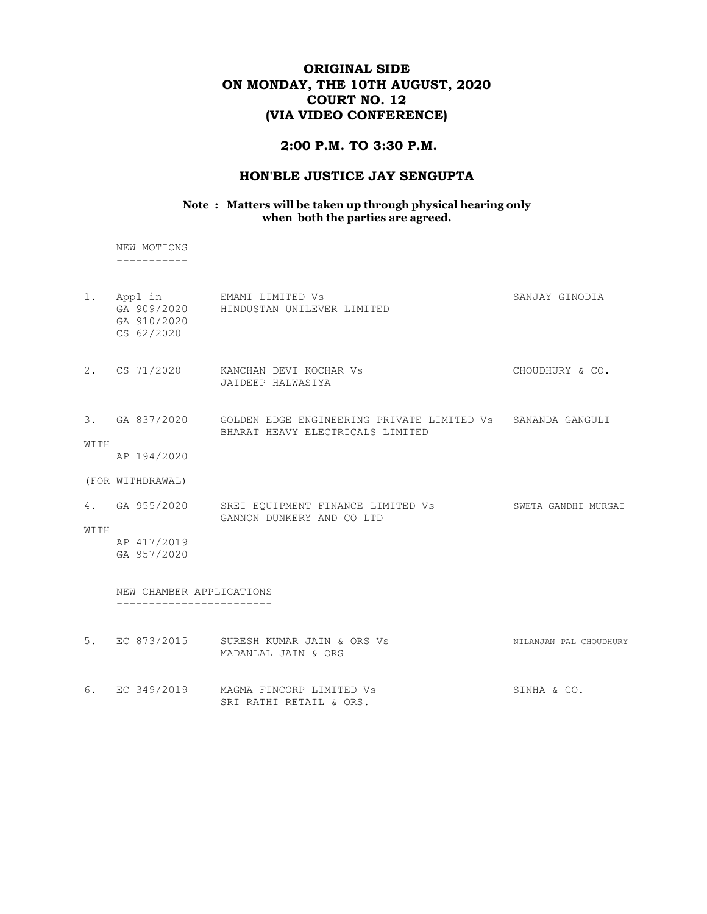# ORIGINAL SIDE
# ON MONDAY, THE 10TH AUGUST, 2020
# COURT NO. 12
# (VIA VIDEO CONFERENCE)

## 2:00 P.M. TO 3:30 P.M.

## HON'BLE JUSTICE JAY SENGUPTA

**Note : Matters will be taken up through physical hearing only when both the parties are agreed.**

NEW MOTIONS
-----------

| | | | |
|---|---|---|---|
| 1. | Appl in GA 909/2020 GA 910/2020 CS 62/2020 | EMAMI LIMITED Vs HINDUSTAN UNILEVER LIMITED | SANJAY GINODIA |
| 2. | CS 71/2020 | KANCHAN DEVI KOCHAR Vs JAIDEEP HALWASIYA | CHOUDHURY & CO. |
| 3. | GA 837/2020 WITH AP 194/2020 (FOR WITHDRAWAL) | GOLDEN EDGE ENGINEERING PRIVATE LIMITED Vs BHARAT HEAVY ELECTRICALS LIMITED | SANANDA GANGULI |
| 4. | GA 955/2020 WITH AP 417/2019 GA 957/2020 | SREI EQUIPMENT FINANCE LIMITED Vs GANNON DUNKERY AND CO LTD | SWETA GANDHI MURGAI |

NEW CHAMBER APPLICATIONS
------------------------

| | | | |
|---|---|---|---|
| 5. | EC 873/2015 | SURESH KUMAR JAIN & ORS Vs MADANLAL JAIN & ORS | NILANJAN PAL CHOUDHURY |
| 6. | EC 349/2019 | MAGMA FINCORP LIMITED Vs SRI RATHI RETAIL & ORS. | SINHA & CO. |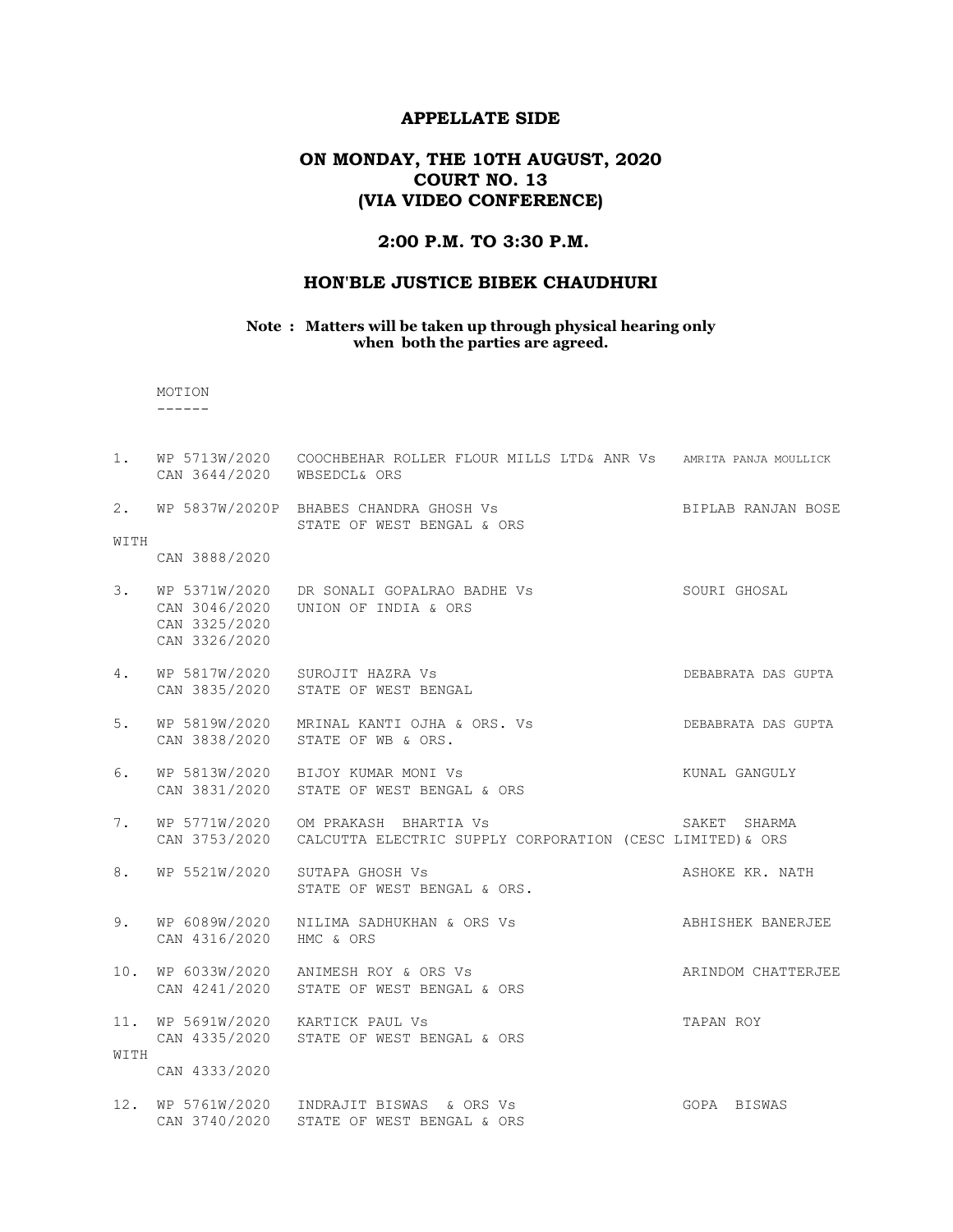# APPELLATE SIDE

## ON MONDAY, THE 10TH AUGUST, 2020
## COURT NO. 13
## (VIA VIDEO CONFERENCE)

### 2:00 P.M. TO 3:30 P.M.

### HON'BLE JUSTICE BIBEK CHAUDHURI

**Note : Matters will be taken up through physical hearing only when both the parties are agreed.**

MOTION
------

| No. | Case No. | Parties | Advocate |
|---|---|---|---|
| 1. | WP 5713W/2020<br>CAN 3644/2020 | COOCHBEHAR ROLLER FLOUR MILLS LTD& ANR Vs<br>WBSEDCL& ORS | AMRITA PANJA MOULLICK |
| 2. | WP 5837W/2020P<br>WITH<br>CAN 3888/2020 | BHABES CHANDRA GHOSH Vs<br>STATE OF WEST BENGAL & ORS | BIPLAB RANJAN BOSE |
| 3. | WP 5371W/2020<br>CAN 3046/2020<br>CAN 3325/2020<br>CAN 3326/2020 | DR SONALI GOPALRAO BADHE Vs<br>UNION OF INDIA & ORS | SOURI GHOSAL |
| 4. | WP 5817W/2020<br>CAN 3835/2020 | SUROJIT HAZRA Vs<br>STATE OF WEST BENGAL | DEBABRATA DAS GUPTA |
| 5. | WP 5819W/2020<br>CAN 3838/2020 | MRINAL KANTI OJHA & ORS. Vs<br>STATE OF WB & ORS. | DEBABRATA DAS GUPTA |
| 6. | WP 5813W/2020<br>CAN 3831/2020 | BIJOY KUMAR MONI Vs<br>STATE OF WEST BENGAL & ORS | KUNAL GANGULY |
| 7. | WP 5771W/2020<br>CAN 3753/2020 | OM PRAKASH BHARTIA Vs<br>CALCUTTA ELECTRIC SUPPLY CORPORATION (CESC LIMITED)& ORS | SAKET SHARMA |
| 8. | WP 5521W/2020 | SUTAPA GHOSH Vs<br>STATE OF WEST BENGAL & ORS. | ASHOKE KR. NATH |
| 9. | WP 6089W/2020<br>CAN 4316/2020 | NILIMA SADHUKHAN & ORS Vs<br>HMC & ORS | ABHISHEK BANERJEE |
| 10. | WP 6033W/2020<br>CAN 4241/2020 | ANIMESH ROY & ORS Vs<br>STATE OF WEST BENGAL & ORS | ARINDOM CHATTERJEE |
| 11. | WP 5691W/2020<br>CAN 4335/2020<br>WITH<br>CAN 4333/2020 | KARTICK PAUL Vs<br>STATE OF WEST BENGAL & ORS | TAPAN ROY |
| 12. | WP 5761W/2020<br>CAN 3740/2020 | INDRAJIT BISWAS & ORS Vs<br>STATE OF WEST BENGAL & ORS | GOPA BISWAS |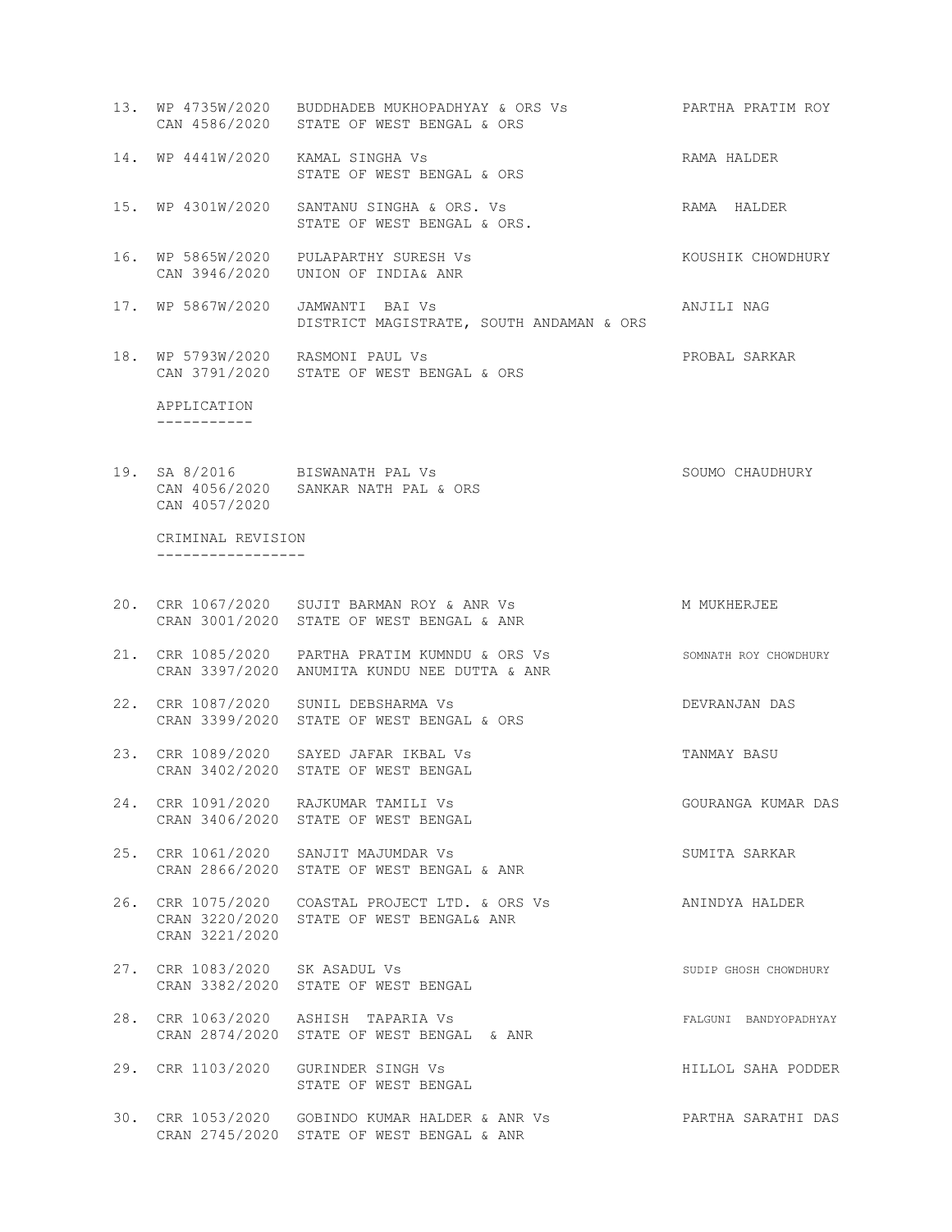13. WP 4735W/2020 CAN 4586/2020 — BUDDHADEB MUKHOPADHYAY & ORS Vs STATE OF WEST BENGAL & ORS — PARTHA PRATIM ROY

14. WP 4441W/2020 — KAMAL SINGHA Vs STATE OF WEST BENGAL & ORS — RAMA HALDER

15. WP 4301W/2020 — SANTANU SINGHA & ORS. Vs STATE OF WEST BENGAL & ORS. — RAMA HALDER

16. WP 5865W/2020 CAN 3946/2020 — PULAPARTHY SURESH Vs UNION OF INDIA& ANR — KOUSHIK CHOWDHURY

17. WP 5867W/2020 — JAMWANTI BAI Vs DISTRICT MAGISTRATE, SOUTH ANDAMAN & ORS — ANJILI NAG

18. WP 5793W/2020 CAN 3791/2020 — RASMONI PAUL Vs STATE OF WEST BENGAL & ORS — PROBAL SARKAR

APPLICATION
-----------

19. SA 8/2016 CAN 4056/2020 CAN 4057/2020 — BISWANATH PAL Vs SANKAR NATH PAL & ORS — SOUMO CHAUDHURY

CRIMINAL REVISION
-----------------

20. CRR 1067/2020 CRAN 3001/2020 — SUJIT BARMAN ROY & ANR Vs STATE OF WEST BENGAL & ANR — M MUKHERJEE

21. CRR 1085/2020 CRAN 3397/2020 — PARTHA PRATIM KUMNDU & ORS Vs ANUMITA KUNDU NEE DUTTA & ANR — SOMNATH ROY CHOWDHURY

22. CRR 1087/2020 CRAN 3399/2020 — SUNIL DEBSHARMA Vs STATE OF WEST BENGAL & ORS — DEVRANJAN DAS

23. CRR 1089/2020 CRAN 3402/2020 — SAYED JAFAR IKBAL Vs STATE OF WEST BENGAL — TANMAY BASU

24. CRR 1091/2020 CRAN 3406/2020 — RAJKUMAR TAMILI Vs STATE OF WEST BENGAL — GOURANGA KUMAR DAS

25. CRR 1061/2020 CRAN 2866/2020 — SANJIT MAJUMDAR Vs STATE OF WEST BENGAL & ANR — SUMITA SARKAR

26. CRR 1075/2020 CRAN 3220/2020 CRAN 3221/2020 — COASTAL PROJECT LTD. & ORS Vs STATE OF WEST BENGAL& ANR — ANINDYA HALDER

27. CRR 1083/2020 CRAN 3382/2020 — SK ASADUL Vs STATE OF WEST BENGAL — SUDIP GHOSH CHOWDHURY

28. CRR 1063/2020 CRAN 2874/2020 — ASHISH TAPARIA Vs STATE OF WEST BENGAL & ANR — FALGUNI BANDYOPADHYAY

29. CRR 1103/2020 — GURINDER SINGH Vs STATE OF WEST BENGAL — HILLOL SAHA PODDER

30. CRR 1053/2020 CRAN 2745/2020 — GOBINDO KUMAR HALDER & ANR Vs STATE OF WEST BENGAL & ANR — PARTHA SARATHI DAS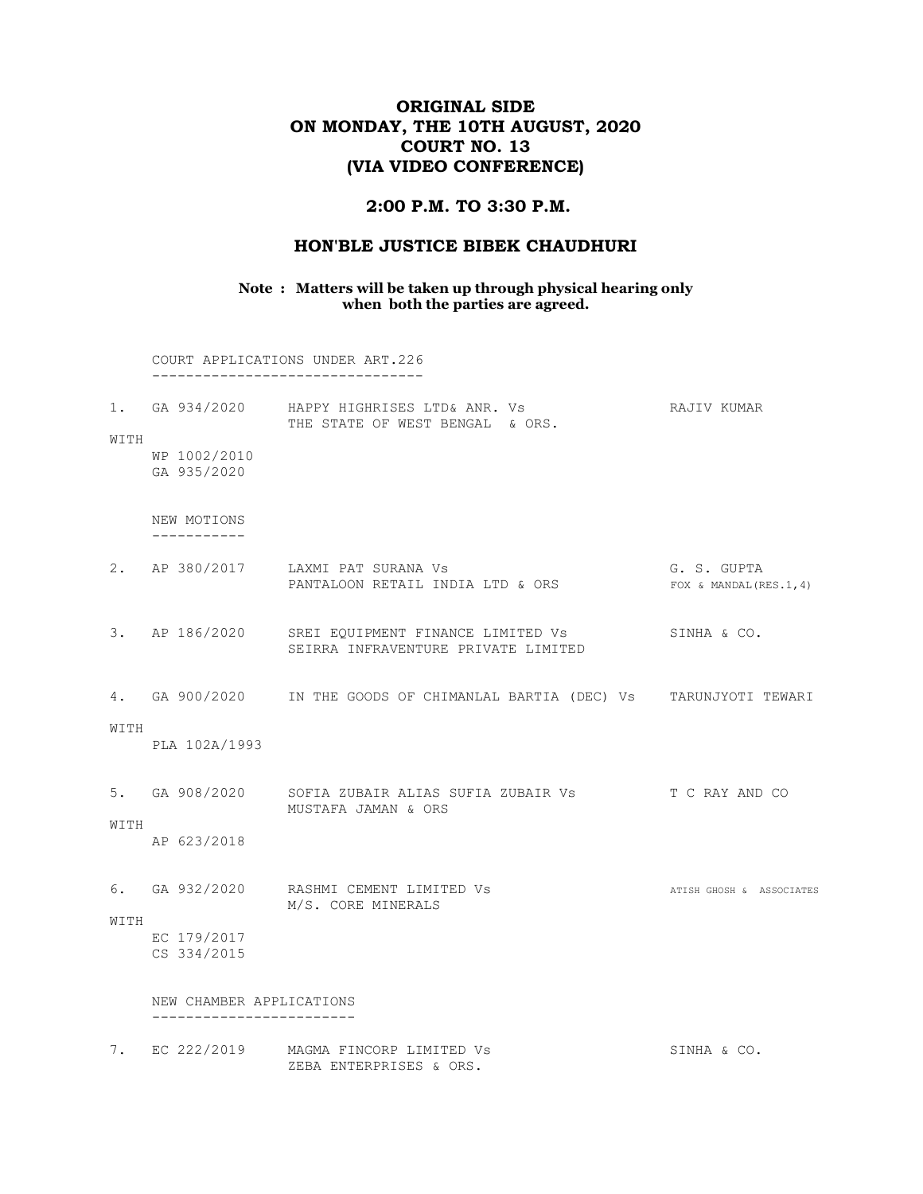# ORIGINAL SIDE
# ON MONDAY, THE 10TH AUGUST, 2020
# COURT NO. 13
# (VIA VIDEO CONFERENCE)

## 2:00 P.M. TO 3:30 P.M.

## HON'BLE JUSTICE BIBEK CHAUDHURI

**Note : Matters will be taken up through physical hearing only when both the parties are agreed.**

COURT APPLICATIONS UNDER ART.226

---

1. GA 934/2020 HAPPY HIGHRISES LTD& ANR. Vs THE STATE OF WEST BENGAL & ORS. — RAJIV KUMAR

WITH
WP 1002/2010
GA 935/2020

NEW MOTIONS

---

2. AP 380/2017 LAXMI PAT SURANA Vs PANTALOON RETAIL INDIA LTD & ORS — G. S. GUPTA, FOX & MANDAL(RES.1,4)

3. AP 186/2020 SREI EQUIPMENT FINANCE LIMITED Vs SEIRRA INFRAVENTURE PRIVATE LIMITED — SINHA & CO.

4. GA 900/2020 IN THE GOODS OF CHIMANLAL BARTIA (DEC) Vs — TARUNJYOTI TEWARI

WITH
PLA 102A/1993

5. GA 908/2020 SOFIA ZUBAIR ALIAS SUFIA ZUBAIR Vs MUSTAFA JAMAN & ORS — T C RAY AND CO

WITH
AP 623/2018

6. GA 932/2020 RASHMI CEMENT LIMITED Vs M/S. CORE MINERALS — ATISH GHOSH & ASSOCIATES

WITH
EC 179/2017
CS 334/2015

NEW CHAMBER APPLICATIONS

---

7. EC 222/2019 MAGMA FINCORP LIMITED Vs ZEBA ENTERPRISES & ORS. — SINHA & CO.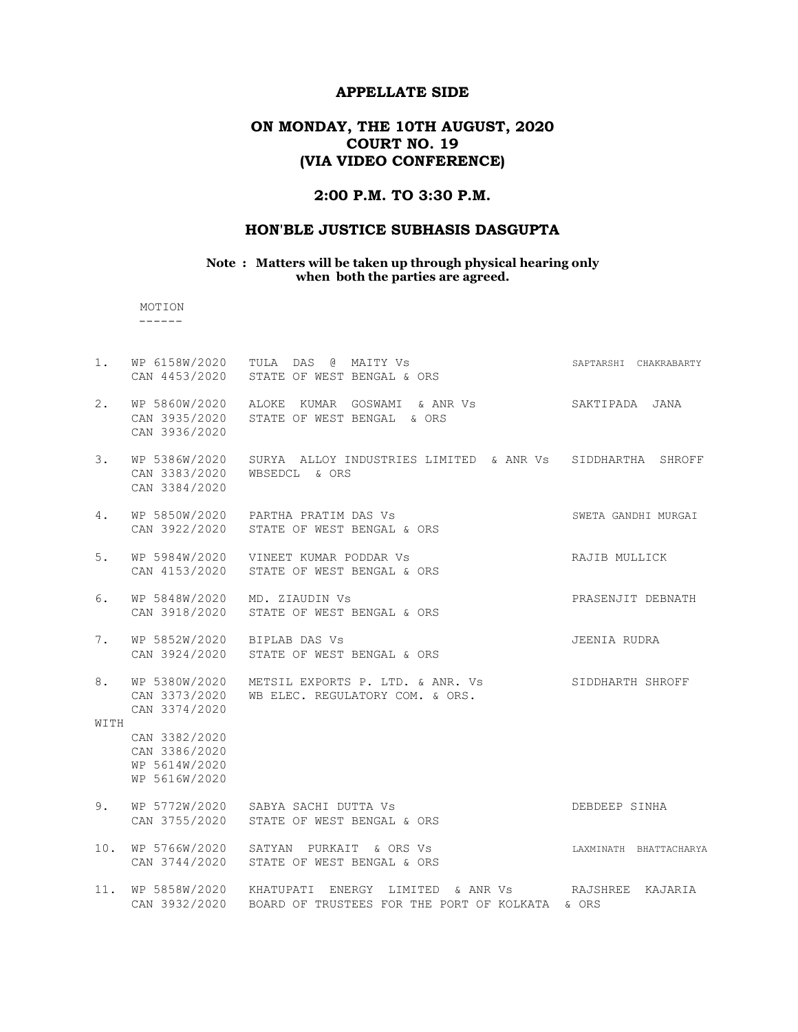## APPELLATE SIDE

## ON MONDAY, THE 10TH AUGUST, 2020
## COURT NO. 19
## (VIA VIDEO CONFERENCE)

### 2:00 P.M. TO 3:30 P.M.

### HON'BLE JUSTICE SUBHASIS DASGUPTA

**Note : Matters will be taken up through physical hearing only when both the parties are agreed.**

MOTION
------

1. WP 6158W/2020 TULA DAS @ MAITY Vs SAPTARSHI CHAKRABARTY
   CAN 4453/2020 STATE OF WEST BENGAL & ORS

2. WP 5860W/2020 ALOKE KUMAR GOSWAMI & ANR Vs SAKTIPADA JANA
   CAN 3935/2020 STATE OF WEST BENGAL & ORS
   CAN 3936/2020

3. WP 5386W/2020 SURYA ALLOY INDUSTRIES LIMITED & ANR Vs SIDDHARTHA SHROFF
   CAN 3383/2020 WBSEDCL & ORS
   CAN 3384/2020

4. WP 5850W/2020 PARTHA PRATIM DAS Vs SWETA GANDHI MURGAI
   CAN 3922/2020 STATE OF WEST BENGAL & ORS

5. WP 5984W/2020 VINEET KUMAR PODDAR Vs RAJIB MULLICK
   CAN 4153/2020 STATE OF WEST BENGAL & ORS

6. WP 5848W/2020 MD. ZIAUDIN Vs PRASENJIT DEBNATH
   CAN 3918/2020 STATE OF WEST BENGAL & ORS

7. WP 5852W/2020 BIPLAB DAS Vs JEENIA RUDRA
   CAN 3924/2020 STATE OF WEST BENGAL & ORS

8. WP 5380W/2020 METSIL EXPORTS P. LTD. & ANR. Vs SIDDHARTH SHROFF
   CAN 3373/2020 WB ELEC. REGULATORY COM. & ORS.
   CAN 3374/2020

   WITH

   CAN 3382/2020
   CAN 3386/2020
   WP 5614W/2020
   WP 5616W/2020

9. WP 5772W/2020 SABYA SACHI DUTTA Vs DEBDEEP SINHA
   CAN 3755/2020 STATE OF WEST BENGAL & ORS

10. WP 5766W/2020 SATYAN PURKAIT & ORS Vs LAXMINATH BHATTACHARYA
    CAN 3744/2020 STATE OF WEST BENGAL & ORS

11. WP 5858W/2020 KHATUPATI ENERGY LIMITED & ANR Vs RAJSHREE KAJARIA
    CAN 3932/2020 BOARD OF TRUSTEES FOR THE PORT OF KOLKATA & ORS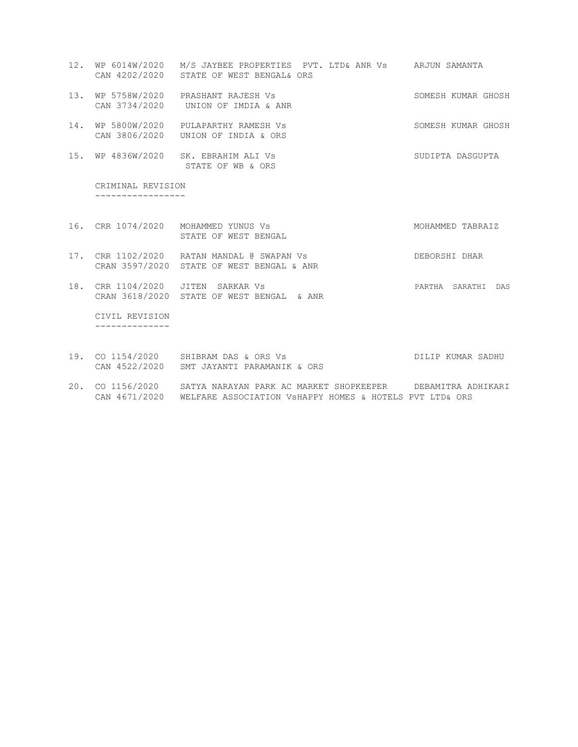12. WP 6014W/2020 CAN 4202/2020 — M/S JAYBEE PROPERTIES PVT. LTD& ANR Vs STATE OF WEST BENGAL& ORS — ARJUN SAMANTA

13. WP 5758W/2020 CAN 3734/2020 — PRASHANT RAJESH Vs UNION OF IMDIA & ANR — SOMESH KUMAR GHOSH

14. WP 5800W/2020 CAN 3806/2020 — PULAPARTHY RAMESH Vs UNION OF INDIA & ORS — SOMESH KUMAR GHOSH

15. WP 4836W/2020 — SK. EBRAHIM ALI Vs STATE OF WB & ORS — SUDIPTA DASGUPTA

CRIMINAL REVISION
-----------------

16. CRR 1074/2020 — MOHAMMED YUNUS Vs STATE OF WEST BENGAL — MOHAMMED TABRAIZ

17. CRR 1102/2020 CRAN 3597/2020 — RATAN MANDAL @ SWAPAN Vs STATE OF WEST BENGAL & ANR — DEBORSHI DHAR

18. CRR 1104/2020 CRAN 3618/2020 — JITEN SARKAR Vs STATE OF WEST BENGAL & ANR — PARTHA SARATHI DAS

CIVIL REVISION
--------------

19. CO 1154/2020 CAN 4522/2020 — SHIBRAM DAS & ORS Vs SMT JAYANTI PARAMANIK & ORS — DILIP KUMAR SADHU

20. CO 1156/2020 CAN 4671/2020 — SATYA NARAYAN PARK AC MARKET SHOPKEEPER WELFARE ASSOCIATION VsHAPPY HOMES & HOTELS PVT LTD& ORS — DEBAMITRA ADHIKARI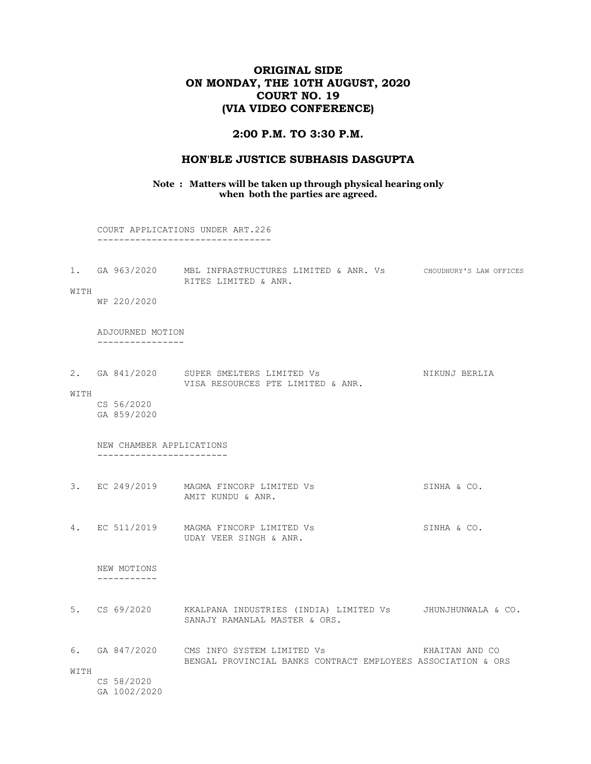# ORIGINAL SIDE
# ON MONDAY, THE 10TH AUGUST, 2020
# COURT NO. 19
# (VIA VIDEO CONFERENCE)

## 2:00 P.M. TO 3:30 P.M.

## HON'BLE JUSTICE SUBHASIS DASGUPTA

**Note : Matters will be taken up through physical hearing only when both the parties are agreed.**

COURT APPLICATIONS UNDER ART.226
--------------------------------

1. GA 963/2020 MBL INFRASTRUCTURES LIMITED & ANR. Vs RITES LIMITED & ANR. — CHOUDHURY'S LAW OFFICES
   WITH
   WP 220/2020

ADJOURNED MOTION
----------------

2. GA 841/2020 SUPER SMELTERS LIMITED Vs VISA RESOURCES PTE LIMITED & ANR. — NIKUNJ BERLIA
   WITH
   CS 56/2020
   GA 859/2020

NEW CHAMBER APPLICATIONS
------------------------

3. EC 249/2019 MAGMA FINCORP LIMITED Vs AMIT KUNDU & ANR. — SINHA & CO.

4. EC 511/2019 MAGMA FINCORP LIMITED Vs UDAY VEER SINGH & ANR. — SINHA & CO.

NEW MOTIONS
-----------

5. CS 69/2020 KKALPANA INDUSTRIES (INDIA) LIMITED Vs SANAJY RAMANLAL MASTER & ORS. — JHUNJHUNWALA & CO.

6. GA 847/2020 CMS INFO SYSTEM LIMITED Vs BENGAL PROVINCIAL BANKS CONTRACT EMPLOYEES ASSOCIATION & ORS — KHAITAN AND CO
   WITH
   CS 58/2020
   GA 1002/2020